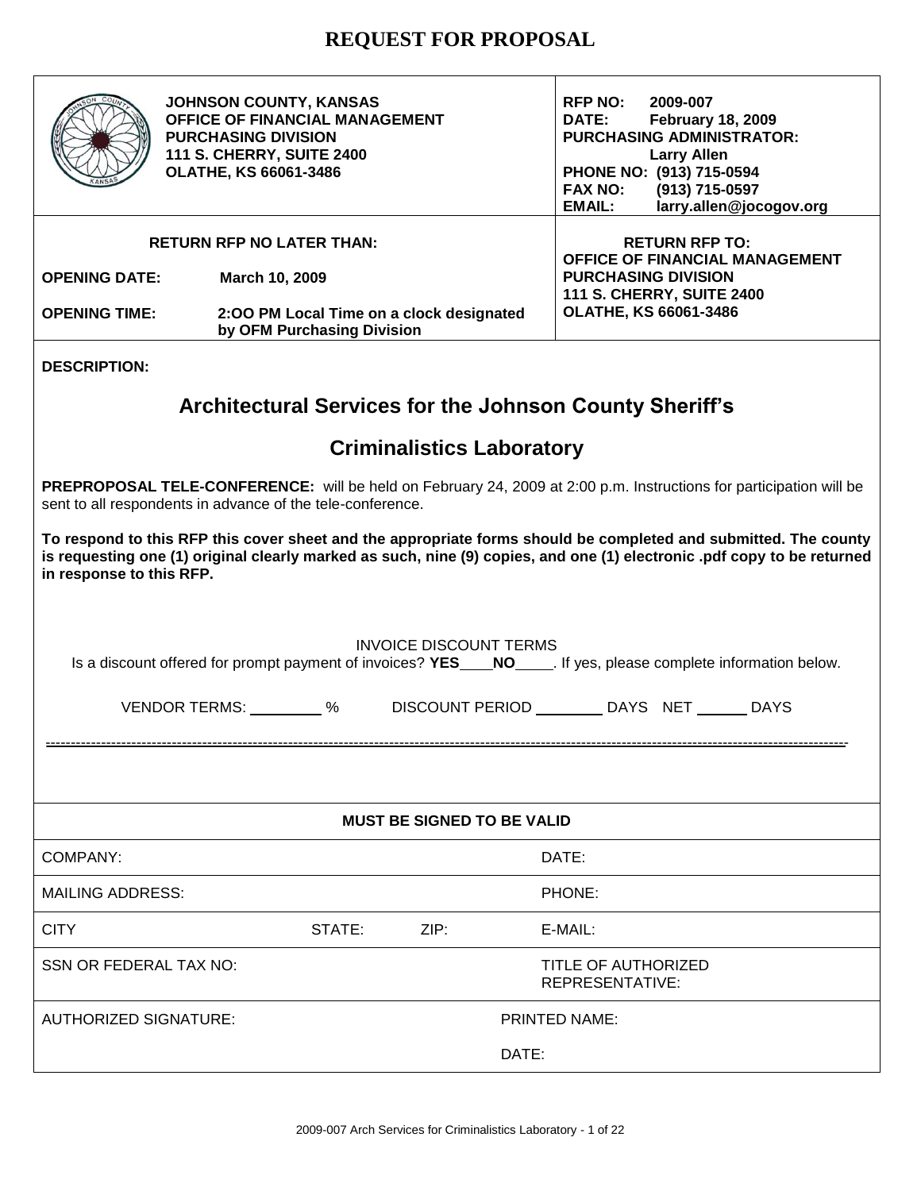# REQUEST FOR PROPOSAL

| JOHNSON COUNTY, KANSAS<br>OFFICE OF FINANCIAL MANAGEMENT<br>PURCHASING DIVISION<br>111 S. CHERRY, SUITE 2400<br>OLATHE, KS 66061-3486 | RFP NO: 2009-007<br>DATE: February 18, 2009<br>PURCHASING ADMINISTRATOR: Larry Allen<br>PHONE NO: (913) 715-0594<br>FAX NO: (913) 715-0597<br>EMAIL: larry.allen@jocogov.org |
|---|---|
| **RETURN RFP NO LATER THAN:**<br>**OPENING DATE:** March 10, 2009<br>**OPENING TIME:** 2:OO PM Local Time on a clock designated by OFM Purchasing Division | **RETURN RFP TO:**<br>OFFICE OF FINANCIAL MANAGEMENT<br>PURCHASING DIVISION<br>111 S. CHERRY, SUITE 2400<br>OLATHE, KS 66061-3486 |

**DESCRIPTION:**

## Architectural Services for the Johnson County Sheriff's Criminalistics Laboratory

**PREPROPOSAL TELE-CONFERENCE:** will be held on February 24, 2009 at 2:00 p.m. Instructions for participation will be sent to all respondents in advance of the tele-conference.

**To respond to this RFP this cover sheet and the appropriate forms should be completed and submitted. The county is requesting one (1) original clearly marked as such, nine (9) copies, and one (1) electronic .pdf copy to be returned in response to this RFP.**

INVOICE DISCOUNT TERMS

Is a discount offered for prompt payment of invoices? **YES**____ **NO**____. If yes, please complete information below.

VENDOR TERMS: ________ % DISCOUNT PERIOD ________ DAYS NET ______ DAYS

---

| MUST BE SIGNED TO BE VALID | | | |
|---|---|---|---|
| COMPANY: | | | DATE: |
| MAILING ADDRESS: | | | PHONE: |
| CITY | STATE: | ZIP: | E-MAIL: |
| SSN OR FEDERAL TAX NO: | | | TITLE OF AUTHORIZED REPRESENTATIVE: |
| AUTHORIZED SIGNATURE: | | | PRINTED NAME:<br>DATE: |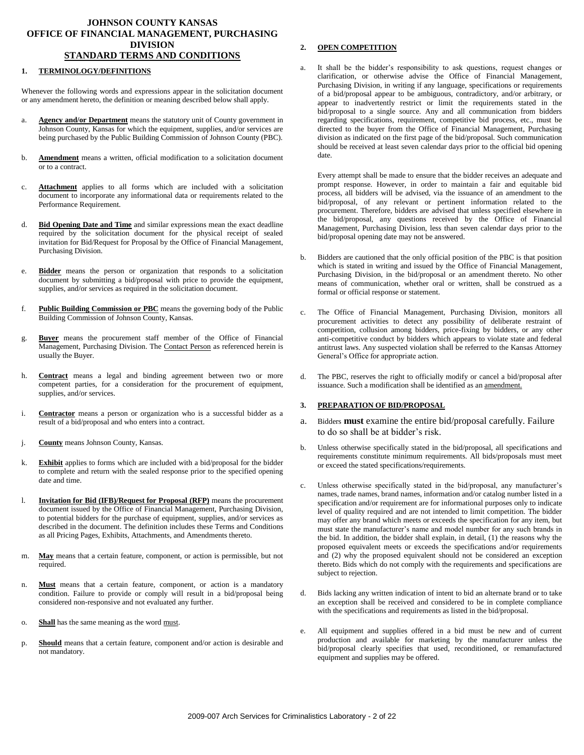# JOHNSON COUNTY KANSAS
# OFFICE OF FINANCIAL MANAGEMENT, PURCHASING DIVISION
## STANDARD TERMS AND CONDITIONS

### 1. TERMINOLOGY/DEFINITIONS

Whenever the following words and expressions appear in the solicitation document or any amendment hereto, the definition or meaning described below shall apply.

a. **Agency and/or Department** means the statutory unit of County government in Johnson County, Kansas for which the equipment, supplies, and/or services are being purchased by the Public Building Commission of Johnson County (PBC).

b. **Amendment** means a written, official modification to a solicitation document or to a contract.

c. **Attachment** applies to all forms which are included with a solicitation document to incorporate any informational data or requirements related to the Performance Requirement.

d. **Bid Opening Date and Time** and similar expressions mean the exact deadline required by the solicitation document for the physical receipt of sealed invitation for Bid/Request for Proposal by the Office of Financial Management, Purchasing Division.

e. **Bidder** means the person or organization that responds to a solicitation document by submitting a bid/proposal with price to provide the equipment, supplies, and/or services as required in the solicitation document.

f. **Public Building Commission or PBC** means the governing body of the Public Building Commission of Johnson County, Kansas.

g. **Buyer** means the procurement staff member of the Office of Financial Management, Purchasing Division. The Contact Person as referenced herein is usually the Buyer.

h. **Contract** means a legal and binding agreement between two or more competent parties, for a consideration for the procurement of equipment, supplies, and/or services.

i. **Contractor** means a person or organization who is a successful bidder as a result of a bid/proposal and who enters into a contract.

j. **County** means Johnson County, Kansas.

k. **Exhibit** applies to forms which are included with a bid/proposal for the bidder to complete and return with the sealed response prior to the specified opening date and time.

l. **Invitation for Bid (IFB)/Request for Proposal (RFP)** means the procurement document issued by the Office of Financial Management, Purchasing Division, to potential bidders for the purchase of equipment, supplies, and/or services as described in the document. The definition includes these Terms and Conditions as all Pricing Pages, Exhibits, Attachments, and Amendments thereto.

m. **May** means that a certain feature, component, or action is permissible, but not required.

n. **Must** means that a certain feature, component, or action is a mandatory condition. Failure to provide or comply will result in a bid/proposal being considered non-responsive and not evaluated any further.

o. **Shall** has the same meaning as the word must.

p. **Should** means that a certain feature, component and/or action is desirable and not mandatory.

### 2. OPEN COMPETITION

a. It shall be the bidder's responsibility to ask questions, request changes or clarification, or otherwise advise the Office of Financial Management, Purchasing Division, in writing if any language, specifications or requirements of a bid/proposal appear to be ambiguous, contradictory, and/or arbitrary, or appear to inadvertently restrict or limit the requirements stated in the bid/proposal to a single source. Any and all communication from bidders regarding specifications, requirement, competitive bid process, etc., must be directed to the buyer from the Office of Financial Management, Purchasing division as indicated on the first page of the bid/proposal. Such communication should be received at least seven calendar days prior to the official bid opening date.

   Every attempt shall be made to ensure that the bidder receives an adequate and prompt response. However, in order to maintain a fair and equitable bid process, all bidders will be advised, via the issuance of an amendment to the bid/proposal, of any relevant or pertinent information related to the procurement. Therefore, bidders are advised that unless specified elsewhere in the bid/proposal, any questions received by the Office of Financial Management, Purchasing Division, less than seven calendar days prior to the bid/proposal opening date may not be answered.

b. Bidders are cautioned that the only official position of the PBC is that position which is stated in writing and issued by the Office of Financial Management, Purchasing Division, in the bid/proposal or an amendment thereto. No other means of communication, whether oral or written, shall be construed as a formal or official response or statement.

c. The Office of Financial Management, Purchasing Division, monitors all procurement activities to detect any possibility of deliberate restraint of competition, collusion among bidders, price-fixing by bidders, or any other anti-competitive conduct by bidders which appears to violate state and federal antitrust laws. Any suspected violation shall be referred to the Kansas Attorney General's Office for appropriate action.

d. The PBC, reserves the right to officially modify or cancel a bid/proposal after issuance. Such a modification shall be identified as an amendment.

### 3. PREPARATION OF BID/PROPOSAL

a. Bidders **must** examine the entire bid/proposal carefully. Failure to do so shall be at bidder's risk.

b. Unless otherwise specifically stated in the bid/proposal, all specifications and requirements constitute minimum requirements. All bids/proposals must meet or exceed the stated specifications/requirements.

c. Unless otherwise specifically stated in the bid/proposal, any manufacturer's names, trade names, brand names, information and/or catalog number listed in a specification and/or requirement are for informational purposes only to indicate level of quality required and are not intended to limit competition. The bidder may offer any brand which meets or exceeds the specification for any item, but must state the manufacturer's name and model number for any such brands in the bid. In addition, the bidder shall explain, in detail, (1) the reasons why the proposed equivalent meets or exceeds the specifications and/or requirements and (2) why the proposed equivalent should not be considered an exception thereto. Bids which do not comply with the requirements and specifications are subject to rejection.

d. Bids lacking any written indication of intent to bid an alternate brand or to take an exception shall be received and considered to be in complete compliance with the specifications and requirements as listed in the bid/proposal.

e. All equipment and supplies offered in a bid must be new and of current production and available for marketing by the manufacturer unless the bid/proposal clearly specifies that used, reconditioned, or remanufactured equipment and supplies may be offered.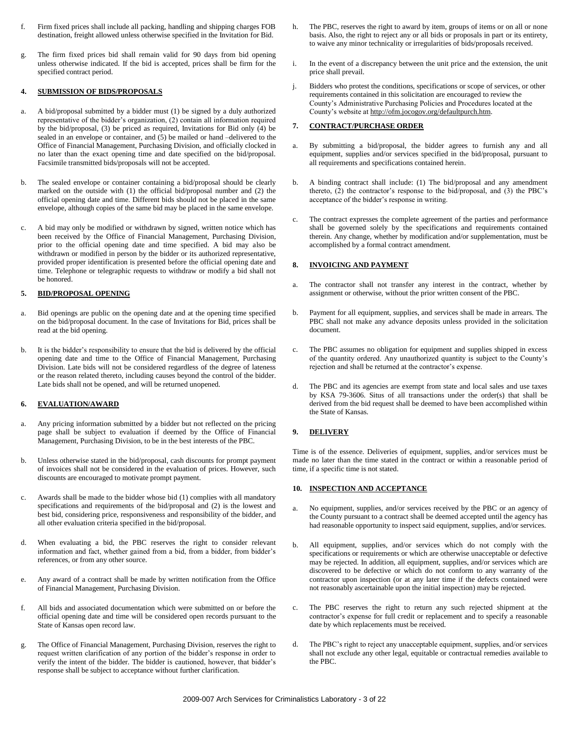f. Firm fixed prices shall include all packing, handling and shipping charges FOB destination, freight allowed unless otherwise specified in the Invitation for Bid.

g. The firm fixed prices bid shall remain valid for 90 days from bid opening unless otherwise indicated. If the bid is accepted, prices shall be firm for the specified contract period.

### 4. SUBMISSION OF BIDS/PROPOSALS

a. A bid/proposal submitted by a bidder must (1) be signed by a duly authorized representative of the bidder's organization, (2) contain all information required by the bid/proposal, (3) be priced as required, Invitations for Bid only (4) be sealed in an envelope or container, and (5) be mailed or hand –delivered to the Office of Financial Management, Purchasing Division, and officially clocked in no later than the exact opening time and date specified on the bid/proposal. Facsimile transmitted bids/proposals will not be accepted.

b. The sealed envelope or container containing a bid/proposal should be clearly marked on the outside with (1) the official bid/proposal number and (2) the official opening date and time. Different bids should not be placed in the same envelope, although copies of the same bid may be placed in the same envelope.

c. A bid may only be modified or withdrawn by signed, written notice which has been received by the Office of Financial Management, Purchasing Division, prior to the official opening date and time specified. A bid may also be withdrawn or modified in person by the bidder or its authorized representative, provided proper identification is presented before the official opening date and time. Telephone or telegraphic requests to withdraw or modify a bid shall not be honored.

### 5. BID/PROPOSAL OPENING

a. Bid openings are public on the opening date and at the opening time specified on the bid/proposal document. In the case of Invitations for Bid, prices shall be read at the bid opening.

b. It is the bidder's responsibility to ensure that the bid is delivered by the official opening date and time to the Office of Financial Management, Purchasing Division. Late bids will not be considered regardless of the degree of lateness or the reason related thereto, including causes beyond the control of the bidder. Late bids shall not be opened, and will be returned unopened.

### 6. EVALUATION/AWARD

a. Any pricing information submitted by a bidder but not reflected on the pricing page shall be subject to evaluation if deemed by the Office of Financial Management, Purchasing Division, to be in the best interests of the PBC.

b. Unless otherwise stated in the bid/proposal, cash discounts for prompt payment of invoices shall not be considered in the evaluation of prices. However, such discounts are encouraged to motivate prompt payment.

c. Awards shall be made to the bidder whose bid (1) complies with all mandatory specifications and requirements of the bid/proposal and (2) is the lowest and best bid, considering price, responsiveness and responsibility of the bidder, and all other evaluation criteria specified in the bid/proposal.

d. When evaluating a bid, the PBC reserves the right to consider relevant information and fact, whether gained from a bid, from a bidder, from bidder's references, or from any other source.

e. Any award of a contract shall be made by written notification from the Office of Financial Management, Purchasing Division.

f. All bids and associated documentation which were submitted on or before the official opening date and time will be considered open records pursuant to the State of Kansas open record law.

g. The Office of Financial Management, Purchasing Division, reserves the right to request written clarification of any portion of the bidder's response in order to verify the intent of the bidder. The bidder is cautioned, however, that bidder's response shall be subject to acceptance without further clarification.

h. The PBC, reserves the right to award by item, groups of items or on all or none basis. Also, the right to reject any or all bids or proposals in part or its entirety, to waive any minor technicality or irregularities of bids/proposals received.

i. In the event of a discrepancy between the unit price and the extension, the unit price shall prevail.

j. Bidders who protest the conditions, specifications or scope of services, or other requirements contained in this solicitation are encouraged to review the County's Administrative Purchasing Policies and Procedures located at the County's website at http://ofm.jocogov.org/defaultpurch.htm.

### 7. CONTRACT/PURCHASE ORDER

a. By submitting a bid/proposal, the bidder agrees to furnish any and all equipment, supplies and/or services specified in the bid/proposal, pursuant to all requirements and specifications contained herein.

b. A binding contract shall include: (1) The bid/proposal and any amendment thereto, (2) the contractor's response to the bid/proposal, and (3) the PBC's acceptance of the bidder's response in writing.

c. The contract expresses the complete agreement of the parties and performance shall be governed solely by the specifications and requirements contained therein. Any change, whether by modification and/or supplementation, must be accomplished by a formal contract amendment.

### 8. INVOICING AND PAYMENT

a. The contractor shall not transfer any interest in the contract, whether by assignment or otherwise, without the prior written consent of the PBC.

b. Payment for all equipment, supplies, and services shall be made in arrears. The PBC shall not make any advance deposits unless provided in the solicitation document.

c. The PBC assumes no obligation for equipment and supplies shipped in excess of the quantity ordered. Any unauthorized quantity is subject to the County's rejection and shall be returned at the contractor's expense.

d. The PBC and its agencies are exempt from state and local sales and use taxes by KSA 79-3606. Situs of all transactions under the order(s) that shall be derived from the bid request shall be deemed to have been accomplished within the State of Kansas.

### 9. DELIVERY

Time is of the essence. Deliveries of equipment, supplies, and/or services must be made no later than the time stated in the contract or within a reasonable period of time, if a specific time is not stated.

### 10. INSPECTION AND ACCEPTANCE

a. No equipment, supplies, and/or services received by the PBC or an agency of the County pursuant to a contract shall be deemed accepted until the agency has had reasonable opportunity to inspect said equipment, supplies, and/or services.

b. All equipment, supplies, and/or services which do not comply with the specifications or requirements or which are otherwise unacceptable or defective may be rejected. In addition, all equipment, supplies, and/or services which are discovered to be defective or which do not conform to any warranty of the contractor upon inspection (or at any later time if the defects contained were not reasonably ascertainable upon the initial inspection) may be rejected.

c. The PBC reserves the right to return any such rejected shipment at the contractor's expense for full credit or replacement and to specify a reasonable date by which replacements must be received.

d. The PBC's right to reject any unacceptable equipment, supplies, and/or services shall not exclude any other legal, equitable or contractual remedies available to the PBC.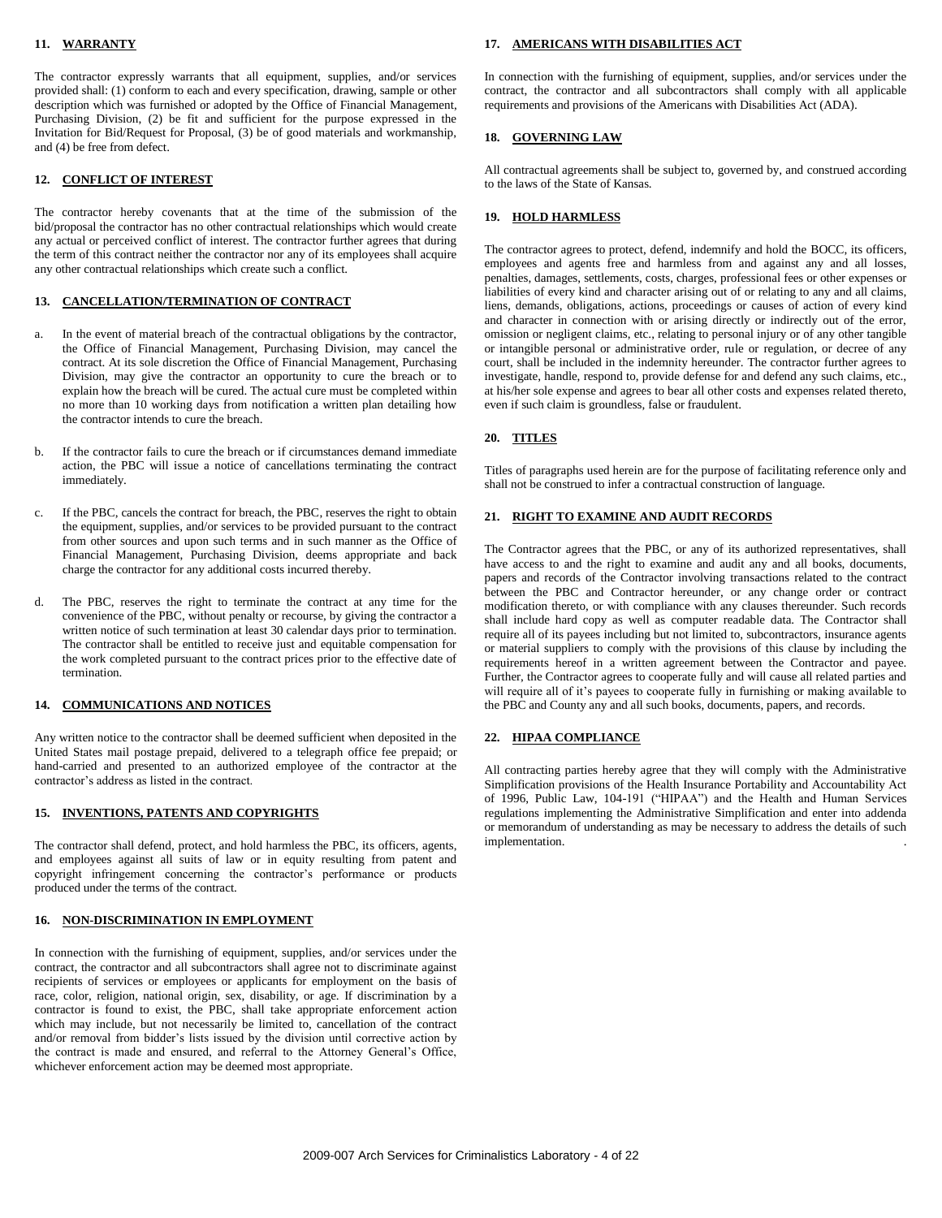### 11. WARRANTY

The contractor expressly warrants that all equipment, supplies, and/or services provided shall: (1) conform to each and every specification, drawing, sample or other description which was furnished or adopted by the Office of Financial Management, Purchasing Division, (2) be fit and sufficient for the purpose expressed in the Invitation for Bid/Request for Proposal, (3) be of good materials and workmanship, and (4) be free from defect.

### 12. CONFLICT OF INTEREST

The contractor hereby covenants that at the time of the submission of the bid/proposal the contractor has no other contractual relationships which would create any actual or perceived conflict of interest. The contractor further agrees that during the term of this contract neither the contractor nor any of its employees shall acquire any other contractual relationships which create such a conflict.

### 13. CANCELLATION/TERMINATION OF CONTRACT

a. In the event of material breach of the contractual obligations by the contractor, the Office of Financial Management, Purchasing Division, may cancel the contract. At its sole discretion the Office of Financial Management, Purchasing Division, may give the contractor an opportunity to cure the breach or to explain how the breach will be cured. The actual cure must be completed within no more than 10 working days from notification a written plan detailing how the contractor intends to cure the breach.

b. If the contractor fails to cure the breach or if circumstances demand immediate action, the PBC will issue a notice of cancellations terminating the contract immediately.

c. If the PBC, cancels the contract for breach, the PBC, reserves the right to obtain the equipment, supplies, and/or services to be provided pursuant to the contract from other sources and upon such terms and in such manner as the Office of Financial Management, Purchasing Division, deems appropriate and back charge the contractor for any additional costs incurred thereby.

d. The PBC, reserves the right to terminate the contract at any time for the convenience of the PBC, without penalty or recourse, by giving the contractor a written notice of such termination at least 30 calendar days prior to termination. The contractor shall be entitled to receive just and equitable compensation for the work completed pursuant to the contract prices prior to the effective date of termination.

### 14. COMMUNICATIONS AND NOTICES

Any written notice to the contractor shall be deemed sufficient when deposited in the United States mail postage prepaid, delivered to a telegraph office fee prepaid; or hand-carried and presented to an authorized employee of the contractor at the contractor's address as listed in the contract.

### 15. INVENTIONS, PATENTS AND COPYRIGHTS

The contractor shall defend, protect, and hold harmless the PBC, its officers, agents, and employees against all suits of law or in equity resulting from patent and copyright infringement concerning the contractor's performance or products produced under the terms of the contract.

### 16. NON-DISCRIMINATION IN EMPLOYMENT

In connection with the furnishing of equipment, supplies, and/or services under the contract, the contractor and all subcontractors shall agree not to discriminate against recipients of services or employees or applicants for employment on the basis of race, color, religion, national origin, sex, disability, or age. If discrimination by a contractor is found to exist, the PBC, shall take appropriate enforcement action which may include, but not necessarily be limited to, cancellation of the contract and/or removal from bidder's lists issued by the division until corrective action by the contract is made and ensured, and referral to the Attorney General's Office, whichever enforcement action may be deemed most appropriate.

### 17. AMERICANS WITH DISABILITIES ACT

In connection with the furnishing of equipment, supplies, and/or services under the contract, the contractor and all subcontractors shall comply with all applicable requirements and provisions of the Americans with Disabilities Act (ADA).

### 18. GOVERNING LAW

All contractual agreements shall be subject to, governed by, and construed according to the laws of the State of Kansas.

### 19. HOLD HARMLESS

The contractor agrees to protect, defend, indemnify and hold the BOCC, its officers, employees and agents free and harmless from and against any and all losses, penalties, damages, settlements, costs, charges, professional fees or other expenses or liabilities of every kind and character arising out of or relating to any and all claims, liens, demands, obligations, actions, proceedings or causes of action of every kind and character in connection with or arising directly or indirectly out of the error, omission or negligent claims, etc., relating to personal injury or of any other tangible or intangible personal or administrative order, rule or regulation, or decree of any court, shall be included in the indemnity hereunder. The contractor further agrees to investigate, handle, respond to, provide defense for and defend any such claims, etc., at his/her sole expense and agrees to bear all other costs and expenses related thereto, even if such claim is groundless, false or fraudulent.

### 20. TITLES

Titles of paragraphs used herein are for the purpose of facilitating reference only and shall not be construed to infer a contractual construction of language.

### 21. RIGHT TO EXAMINE AND AUDIT RECORDS

The Contractor agrees that the PBC, or any of its authorized representatives, shall have access to and the right to examine and audit any and all books, documents, papers and records of the Contractor involving transactions related to the contract between the PBC and Contractor hereunder, or any change order or contract modification thereto, or with compliance with any clauses thereunder. Such records shall include hard copy as well as computer readable data. The Contractor shall require all of its payees including but not limited to, subcontractors, insurance agents or material suppliers to comply with the provisions of this clause by including the requirements hereof in a written agreement between the Contractor and payee. Further, the Contractor agrees to cooperate fully and will cause all related parties and will require all of it's payees to cooperate fully in furnishing or making available to the PBC and County any and all such books, documents, papers, and records.

### 22. HIPAA COMPLIANCE

All contracting parties hereby agree that they will comply with the Administrative Simplification provisions of the Health Insurance Portability and Accountability Act of 1996, Public Law, 104-191 ("HIPAA") and the Health and Human Services regulations implementing the Administrative Simplification and enter into addenda or memorandum of understanding as may be necessary to address the details of such implementation.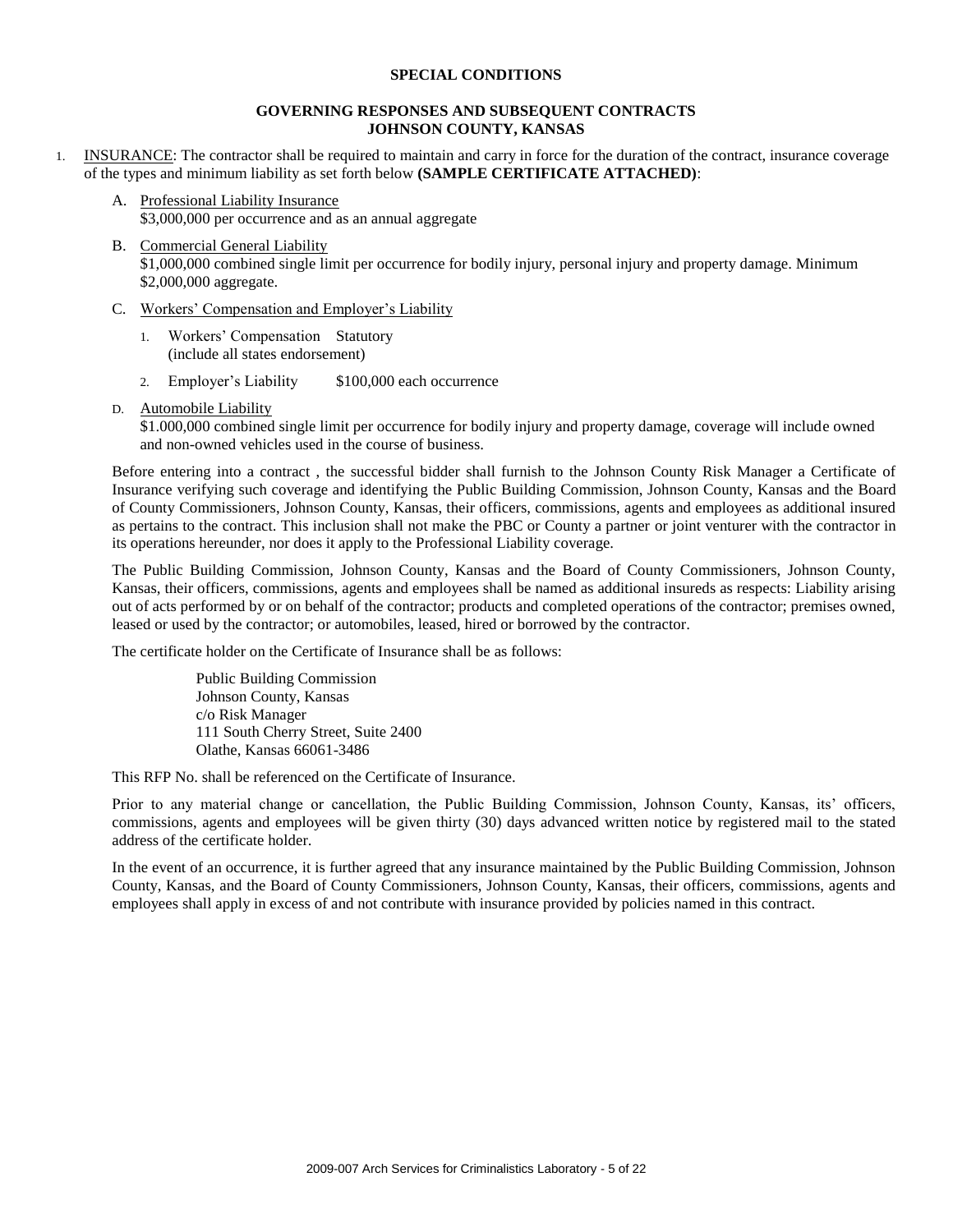**SPECIAL CONDITIONS**

**GOVERNING RESPONSES AND SUBSEQUENT CONTRACTS**
**JOHNSON COUNTY, KANSAS**

1. INSURANCE: The contractor shall be required to maintain and carry in force for the duration of the contract, insurance coverage of the types and minimum liability as set forth below **(SAMPLE CERTIFICATE ATTACHED)**:

   A. Professional Liability Insurance
   $3,000,000 per occurrence and as an annual aggregate

   B. Commercial General Liability
   $1,000,000 combined single limit per occurrence for bodily injury, personal injury and property damage. Minimum $2,000,000 aggregate.

   C. Workers' Compensation and Employer's Liability

      1. Workers' Compensation Statutory
      (include all states endorsement)

      2. Employer's Liability $100,000 each occurrence

   D. Automobile Liability
   $1.000,000 combined single limit per occurrence for bodily injury and property damage, coverage will include owned and non-owned vehicles used in the course of business.

   Before entering into a contract , the successful bidder shall furnish to the Johnson County Risk Manager a Certificate of Insurance verifying such coverage and identifying the Public Building Commission, Johnson County, Kansas and the Board of County Commissioners, Johnson County, Kansas, their officers, commissions, agents and employees as additional insured as pertains to the contract. This inclusion shall not make the PBC or County a partner or joint venturer with the contractor in its operations hereunder, nor does it apply to the Professional Liability coverage.

   The Public Building Commission, Johnson County, Kansas and the Board of County Commissioners, Johnson County, Kansas, their officers, commissions, agents and employees shall be named as additional insureds as respects: Liability arising out of acts performed by or on behalf of the contractor; products and completed operations of the contractor; premises owned, leased or used by the contractor; or automobiles, leased, hired or borrowed by the contractor.

   The certificate holder on the Certificate of Insurance shall be as follows:

   Public Building Commission
   Johnson County, Kansas
   c/o Risk Manager
   111 South Cherry Street, Suite 2400
   Olathe, Kansas 66061-3486

   This RFP No. shall be referenced on the Certificate of Insurance.

   Prior to any material change or cancellation, the Public Building Commission, Johnson County, Kansas, its' officers, commissions, agents and employees will be given thirty (30) days advanced written notice by registered mail to the stated address of the certificate holder.

   In the event of an occurrence, it is further agreed that any insurance maintained by the Public Building Commission, Johnson County, Kansas, and the Board of County Commissioners, Johnson County, Kansas, their officers, commissions, agents and employees shall apply in excess of and not contribute with insurance provided by policies named in this contract.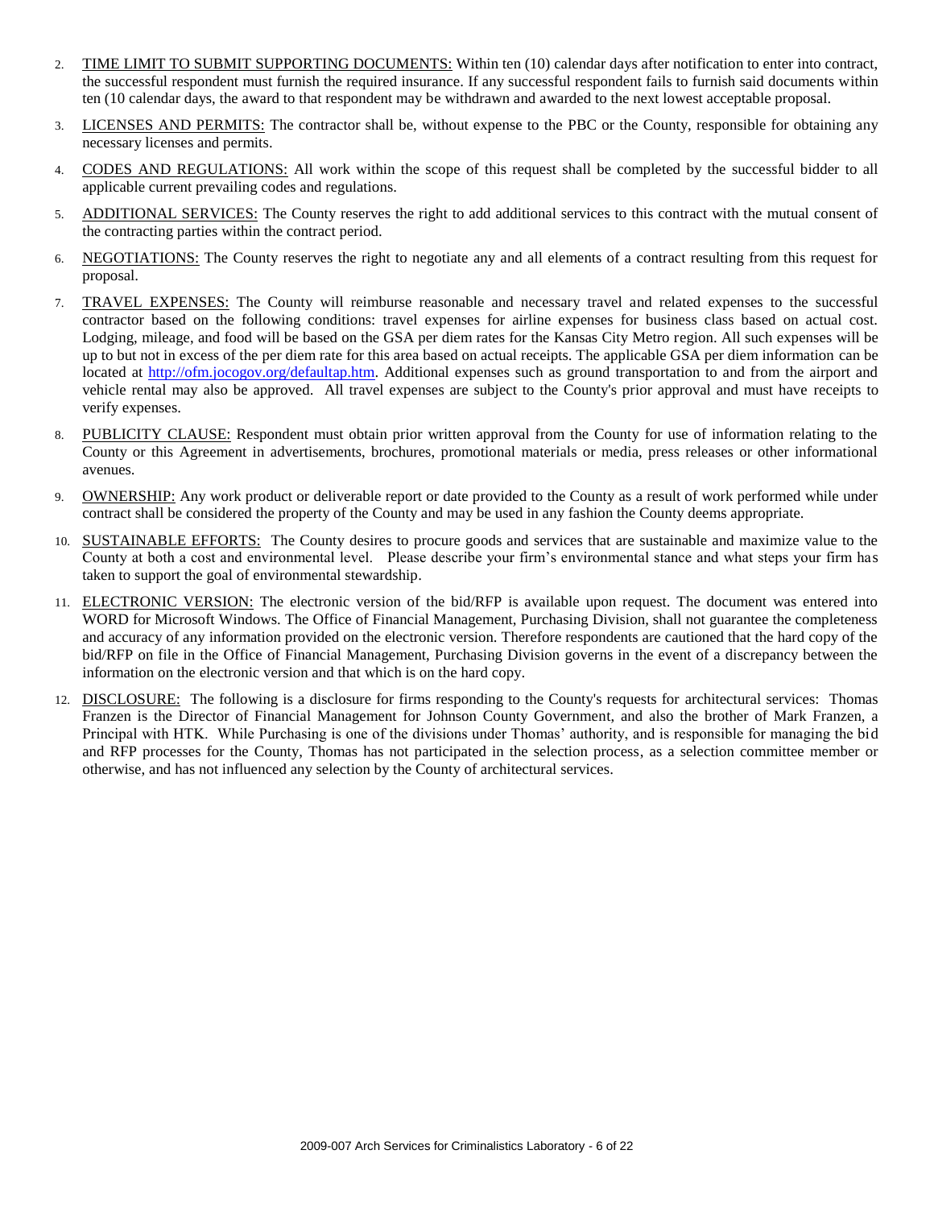2. TIME LIMIT TO SUBMIT SUPPORTING DOCUMENTS: Within ten (10) calendar days after notification to enter into contract, the successful respondent must furnish the required insurance. If any successful respondent fails to furnish said documents within ten (10 calendar days, the award to that respondent may be withdrawn and awarded to the next lowest acceptable proposal.
3. LICENSES AND PERMITS: The contractor shall be, without expense to the PBC or the County, responsible for obtaining any necessary licenses and permits.
4. CODES AND REGULATIONS: All work within the scope of this request shall be completed by the successful bidder to all applicable current prevailing codes and regulations.
5. ADDITIONAL SERVICES: The County reserves the right to add additional services to this contract with the mutual consent of the contracting parties within the contract period.
6. NEGOTIATIONS: The County reserves the right to negotiate any and all elements of a contract resulting from this request for proposal.
7. TRAVEL EXPENSES: The County will reimburse reasonable and necessary travel and related expenses to the successful contractor based on the following conditions: travel expenses for airline expenses for business class based on actual cost. Lodging, mileage, and food will be based on the GSA per diem rates for the Kansas City Metro region. All such expenses will be up to but not in excess of the per diem rate for this area based on actual receipts. The applicable GSA per diem information can be located at http://ofm.jocogov.org/defaultap.htm. Additional expenses such as ground transportation to and from the airport and vehicle rental may also be approved. All travel expenses are subject to the County's prior approval and must have receipts to verify expenses.
8. PUBLICITY CLAUSE: Respondent must obtain prior written approval from the County for use of information relating to the County or this Agreement in advertisements, brochures, promotional materials or media, press releases or other informational avenues.
9. OWNERSHIP: Any work product or deliverable report or date provided to the County as a result of work performed while under contract shall be considered the property of the County and may be used in any fashion the County deems appropriate.
10. SUSTAINABLE EFFORTS: The County desires to procure goods and services that are sustainable and maximize value to the County at both a cost and environmental level. Please describe your firm's environmental stance and what steps your firm has taken to support the goal of environmental stewardship.
11. ELECTRONIC VERSION: The electronic version of the bid/RFP is available upon request. The document was entered into WORD for Microsoft Windows. The Office of Financial Management, Purchasing Division, shall not guarantee the completeness and accuracy of any information provided on the electronic version. Therefore respondents are cautioned that the hard copy of the bid/RFP on file in the Office of Financial Management, Purchasing Division governs in the event of a discrepancy between the information on the electronic version and that which is on the hard copy.
12. DISCLOSURE: The following is a disclosure for firms responding to the County's requests for architectural services: Thomas Franzen is the Director of Financial Management for Johnson County Government, and also the brother of Mark Franzen, a Principal with HTK. While Purchasing is one of the divisions under Thomas' authority, and is responsible for managing the bid and RFP processes for the County, Thomas has not participated in the selection process, as a selection committee member or otherwise, and has not influenced any selection by the County of architectural services.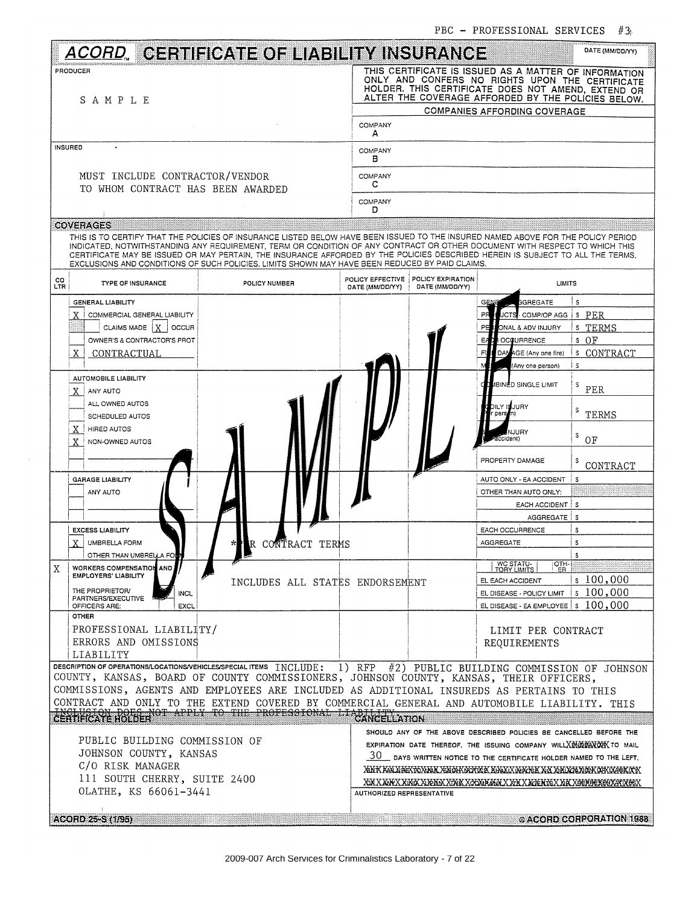PBC - PROFESSIONAL SERVICES #3

# ACORD CERTIFICATE OF LIABILITY INSURANCE

DATE (MM/DD/YY)

**PRODUCER**

SAMPLE

THIS CERTIFICATE IS ISSUED AS A MATTER OF INFORMATION ONLY AND CONFERS NO RIGHTS UPON THE CERTIFICATE HOLDER. THIS CERTIFICATE DOES NOT AMEND, EXTEND OR ALTER THE COVERAGE AFFORDED BY THE POLICIES BELOW.

**COMPANIES AFFORDING COVERAGE**

COMPANY A

COMPANY B

COMPANY C

COMPANY D

**INSURED**

MUST INCLUDE CONTRACTOR/VENDOR TO WHOM CONTRACT HAS BEEN AWARDED

## COVERAGES

THIS IS TO CERTIFY THAT THE POLICIES OF INSURANCE LISTED BELOW HAVE BEEN ISSUED TO THE INSURED NAMED ABOVE FOR THE POLICY PERIOD INDICATED, NOTWITHSTANDING ANY REQUIREMENT, TERM OR CONDITION OF ANY CONTRACT OR OTHER DOCUMENT WITH RESPECT TO WHICH THIS CERTIFICATE MAY BE ISSUED OR MAY PERTAIN, THE INSURANCE AFFORDED BY THE POLICIES DESCRIBED HEREIN IS SUBJECT TO ALL THE TERMS, EXCLUSIONS AND CONDITIONS OF SUCH POLICIES. LIMITS SHOWN MAY HAVE BEEN REDUCED BY PAID CLAIMS.

| CO LTR | TYPE OF INSURANCE | POLICY NUMBER | POLICY EFFECTIVE DATE (MM/DD/YY) | POLICY EXPIRATION DATE (MM/DD/YY) | LIMITS | |
|---|---|---|---|---|---|---|
| | **GENERAL LIABILITY** | | | | GENERAL AGGREGATE | $ |
| | X COMMERCIAL GENERAL LIABILITY | | | | PRODUCTS - COMP/OP AGG | $ PER |
| | CLAIMS MADE [X] OCCUR | | | | PERSONAL & ADV INJURY | $ TERMS |
| | OWNER'S & CONTRACTOR'S PROT | | | | EACH OCCURRENCE | $ OF |
| | X CONTRACTUAL | | | | FIRE DAMAGE (Any one fire) | $ CONTRACT |
| | | | | | MED EXP (Any one person) | $ |
| | **AUTOMOBILE LIABILITY** | | | | COMBINED SINGLE LIMIT | $ PER |
| | X ANY AUTO | | | | | |
| | ALL OWNED AUTOS | | | | BODILY INJURY (Per person) | $ TERMS |
| | SCHEDULED AUTOS | | | | | |
| | X HIRED AUTOS | | | | BODILY INJURY (Per accident) | $ OF |
| | X NON-OWNED AUTOS | | | | | |
| | | | | | PROPERTY DAMAGE | $ CONTRACT |
| | **GARAGE LIABILITY** | | | | AUTO ONLY - EA ACCIDENT | $ |
| | ANY AUTO | | | | OTHER THAN AUTO ONLY: | |
| | | | | | EACH ACCIDENT | $ |
| | | | | | AGGREGATE | $ |
| | **EXCESS LIABILITY** | | | | EACH OCCURRENCE | $ |
| | X UMBRELLA FORM | *PER CONTRACT TERMS | | | AGGREGATE | $ |
| | OTHER THAN UMBRELLA FORM | | | | | $ |
| X | **WORKERS COMPENSATION AND EMPLOYERS' LIABILITY** | INCLUDES ALL STATES ENDORSEMENT | | | WC STATUTORY LIMITS / OTHER | |
| | | | | | EL EACH ACCIDENT | $ 100,000 |
| | THE PROPRIETOR/ PARTNERS/EXECUTIVE OFFICERS ARE: INCL / EXCL | | | | EL DISEASE - POLICY LIMIT | $ 100,000 |
| | | | | | EL DISEASE - EA EMPLOYEE | $ 100,000 |
| | **OTHER** PROFESSIONAL LIABILITY/ ERRORS AND OMISSIONS LIABILITY | | | | LIMIT PER CONTRACT REQUIREMENTS | |

**DESCRIPTION OF OPERATIONS/LOCATIONS/VEHICLES/SPECIAL ITEMS** INCLUDE: 1) RFP #2) PUBLIC BUILDING COMMISSION OF JOHNSON COUNTY, KANSAS, BOARD OF COUNTY COMMISSIONERS, JOHNSON COUNTY, KANSAS, THEIR OFFICERS, COMMISSIONS, AGENTS AND EMPLOYEES ARE INCLUDED AS ADDITIONAL INSUREDS AS PERTAINS TO THIS CONTRACT AND ONLY TO THE EXTEND COVERED BY COMMERCIAL GENERAL AND AUTOMOBILE LIABILITY. THIS INCLUSION DOES NOT APPLY TO THE PROFESSIONAL LIABILITY.

## CERTIFICATE HOLDER

PUBLIC BUILDING COMMISSION OF
JOHNSON COUNTY, KANSAS
C/O RISK MANAGER
111 SOUTH CHERRY, SUITE 2400
OLATHE, KS 66061-3441

## CANCELLATION

SHOULD ANY OF THE ABOVE DESCRIBED POLICIES BE CANCELLED BEFORE THE EXPIRATION DATE THEREOF, THE ISSUING COMPANY WILL ~~ENDEAVOR~~ TO MAIL 30 DAYS WRITTEN NOTICE TO THE CERTIFICATE HOLDER NAMED TO THE LEFT, ~~BUT FAILURE TO MAIL SUCH NOTICE SHALL IMPOSE NO OBLIGATION OR LIABILITY OF ANY KIND UPON THE COMPANY, ITS AGENTS OR REPRESENTATIVES.~~

AUTHORIZED REPRESENTATIVE

ACORD 25-S (1/95) © ACORD CORPORATION 1988

2009-007 Arch Services for Criminalistics Laboratory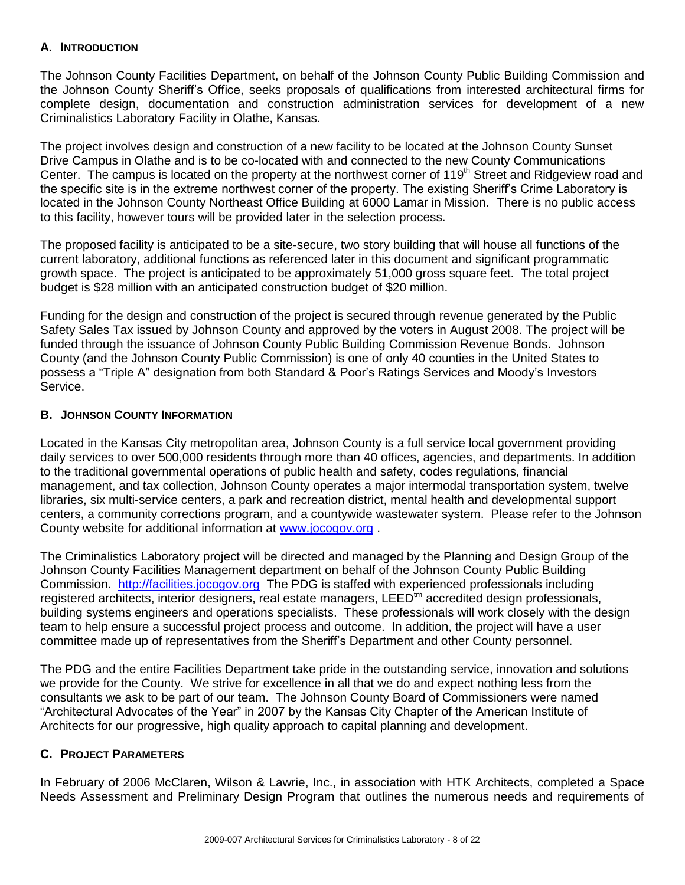## A. INTRODUCTION

The Johnson County Facilities Department, on behalf of the Johnson County Public Building Commission and the Johnson County Sheriff's Office, seeks proposals of qualifications from interested architectural firms for complete design, documentation and construction administration services for development of a new Criminalistics Laboratory Facility in Olathe, Kansas.

The project involves design and construction of a new facility to be located at the Johnson County Sunset Drive Campus in Olathe and is to be co-located with and connected to the new County Communications Center. The campus is located on the property at the northwest corner of 119th Street and Ridgeview road and the specific site is in the extreme northwest corner of the property. The existing Sheriff's Crime Laboratory is located in the Johnson County Northeast Office Building at 6000 Lamar in Mission. There is no public access to this facility, however tours will be provided later in the selection process.

The proposed facility is anticipated to be a site-secure, two story building that will house all functions of the current laboratory, additional functions as referenced later in this document and significant programmatic growth space. The project is anticipated to be approximately 51,000 gross square feet. The total project budget is $28 million with an anticipated construction budget of $20 million.

Funding for the design and construction of the project is secured through revenue generated by the Public Safety Sales Tax issued by Johnson County and approved by the voters in August 2008. The project will be funded through the issuance of Johnson County Public Building Commission Revenue Bonds. Johnson County (and the Johnson County Public Commission) is one of only 40 counties in the United States to possess a "Triple A" designation from both Standard & Poor's Ratings Services and Moody's Investors Service.

## B. JOHNSON COUNTY INFORMATION

Located in the Kansas City metropolitan area, Johnson County is a full service local government providing daily services to over 500,000 residents through more than 40 offices, agencies, and departments. In addition to the traditional governmental operations of public health and safety, codes regulations, financial management, and tax collection, Johnson County operates a major intermodal transportation system, twelve libraries, six multi-service centers, a park and recreation district, mental health and developmental support centers, a community corrections program, and a countywide wastewater system. Please refer to the Johnson County website for additional information at www.jocogov.org .

The Criminalistics Laboratory project will be directed and managed by the Planning and Design Group of the Johnson County Facilities Management department on behalf of the Johnson County Public Building Commission. http://facilities.jocogov.org The PDG is staffed with experienced professionals including registered architects, interior designers, real estate managers, LEED™ accredited design professionals, building systems engineers and operations specialists. These professionals will work closely with the design team to help ensure a successful project process and outcome. In addition, the project will have a user committee made up of representatives from the Sheriff's Department and other County personnel.

The PDG and the entire Facilities Department take pride in the outstanding service, innovation and solutions we provide for the County. We strive for excellence in all that we do and expect nothing less from the consultants we ask to be part of our team. The Johnson County Board of Commissioners were named "Architectural Advocates of the Year" in 2007 by the Kansas City Chapter of the American Institute of Architects for our progressive, high quality approach to capital planning and development.

## C. PROJECT PARAMETERS

In February of 2006 McClaren, Wilson & Lawrie, Inc., in association with HTK Architects, completed a Space Needs Assessment and Preliminary Design Program that outlines the numerous needs and requirements of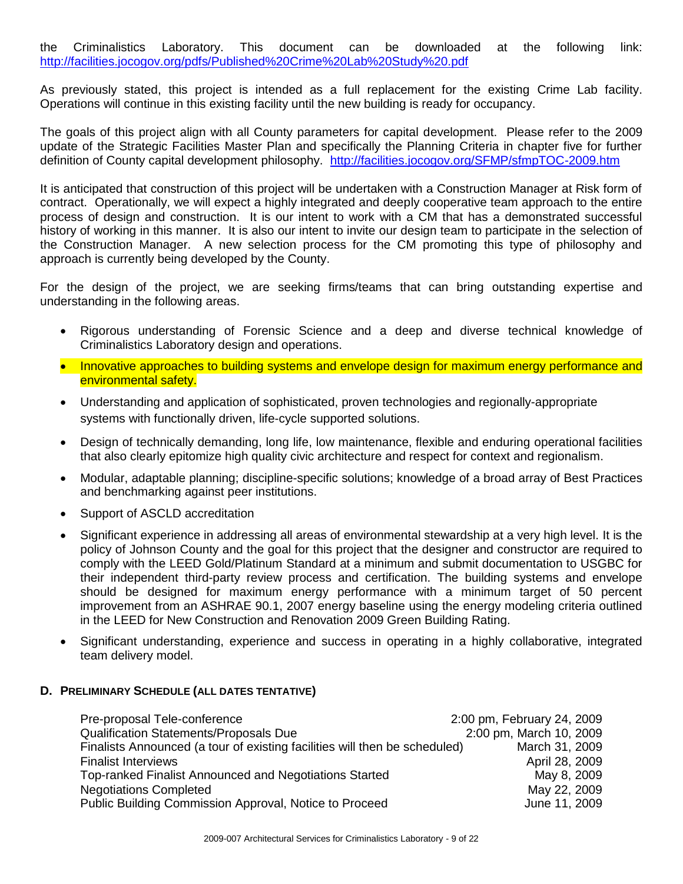the Criminalistics Laboratory. This document can be downloaded at the following link: http://facilities.jocogov.org/pdfs/Published%20Crime%20Lab%20Study%20.pdf

As previously stated, this project is intended as a full replacement for the existing Crime Lab facility. Operations will continue in this existing facility until the new building is ready for occupancy.

The goals of this project align with all County parameters for capital development. Please refer to the 2009 update of the Strategic Facilities Master Plan and specifically the Planning Criteria in chapter five for further definition of County capital development philosophy. http://facilities.jocogov.org/SFMP/sfmpTOC-2009.htm

It is anticipated that construction of this project will be undertaken with a Construction Manager at Risk form of contract. Operationally, we will expect a highly integrated and deeply cooperative team approach to the entire process of design and construction. It is our intent to work with a CM that has a demonstrated successful history of working in this manner. It is also our intent to invite our design team to participate in the selection of the Construction Manager. A new selection process for the CM promoting this type of philosophy and approach is currently being developed by the County.

For the design of the project, we are seeking firms/teams that can bring outstanding expertise and understanding in the following areas.

- Rigorous understanding of Forensic Science and a deep and diverse technical knowledge of Criminalistics Laboratory design and operations.
- Innovative approaches to building systems and envelope design for maximum energy performance and environmental safety.
- Understanding and application of sophisticated, proven technologies and regionally-appropriate systems with functionally driven, life-cycle supported solutions.
- Design of technically demanding, long life, low maintenance, flexible and enduring operational facilities that also clearly epitomize high quality civic architecture and respect for context and regionalism.
- Modular, adaptable planning; discipline-specific solutions; knowledge of a broad array of Best Practices and benchmarking against peer institutions.
- Support of ASCLD accreditation
- Significant experience in addressing all areas of environmental stewardship at a very high level. It is the policy of Johnson County and the goal for this project that the designer and constructor are required to comply with the LEED Gold/Platinum Standard at a minimum and submit documentation to USGBC for their independent third-party review process and certification. The building systems and envelope should be designed for maximum energy performance with a minimum target of 50 percent improvement from an ASHRAE 90.1, 2007 energy baseline using the energy modeling criteria outlined in the LEED for New Construction and Renovation 2009 Green Building Rating.
- Significant understanding, experience and success in operating in a highly collaborative, integrated team delivery model.

### D. Preliminary Schedule (all dates tentative)

| | |
|---|---|
| Pre-proposal Tele-conference | 2:00 pm, February 24, 2009 |
| Qualification Statements/Proposals Due | 2:00 pm, March 10, 2009 |
| Finalists Announced (a tour of existing facilities will then be scheduled) | March 31, 2009 |
| Finalist Interviews | April 28, 2009 |
| Top-ranked Finalist Announced and Negotiations Started | May 8, 2009 |
| Negotiations Completed | May 22, 2009 |
| Public Building Commission Approval, Notice to Proceed | June 11, 2009 |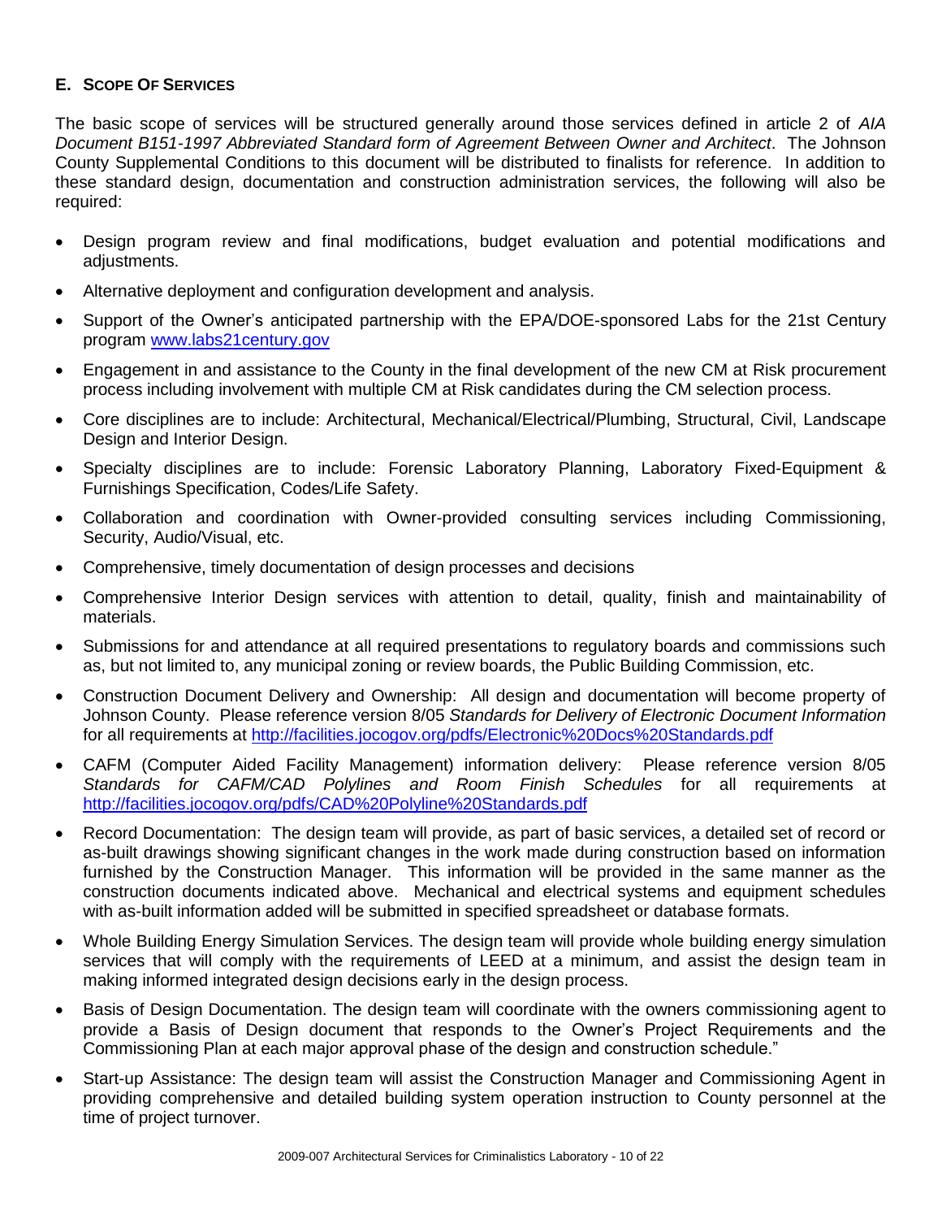## E. SCOPE OF SERVICES

The basic scope of services will be structured generally around those services defined in article 2 of *AIA Document B151-1997 Abbreviated Standard form of Agreement Between Owner and Architect*. The Johnson County Supplemental Conditions to this document will be distributed to finalists for reference. In addition to these standard design, documentation and construction administration services, the following will also be required:

- Design program review and final modifications, budget evaluation and potential modifications and adjustments.
- Alternative deployment and configuration development and analysis.
- Support of the Owner's anticipated partnership with the EPA/DOE-sponsored Labs for the 21st Century program www.labs21century.gov
- Engagement in and assistance to the County in the final development of the new CM at Risk procurement process including involvement with multiple CM at Risk candidates during the CM selection process.
- Core disciplines are to include: Architectural, Mechanical/Electrical/Plumbing, Structural, Civil, Landscape Design and Interior Design.
- Specialty disciplines are to include: Forensic Laboratory Planning, Laboratory Fixed-Equipment & Furnishings Specification, Codes/Life Safety.
- Collaboration and coordination with Owner-provided consulting services including Commissioning, Security, Audio/Visual, etc.
- Comprehensive, timely documentation of design processes and decisions
- Comprehensive Interior Design services with attention to detail, quality, finish and maintainability of materials.
- Submissions for and attendance at all required presentations to regulatory boards and commissions such as, but not limited to, any municipal zoning or review boards, the Public Building Commission, etc.
- Construction Document Delivery and Ownership: All design and documentation will become property of Johnson County. Please reference version 8/05 *Standards for Delivery of Electronic Document Information* for all requirements at http://facilities.jocogov.org/pdfs/Electronic%20Docs%20Standards.pdf
- CAFM (Computer Aided Facility Management) information delivery: Please reference version 8/05 *Standards for CAFM/CAD Polylines and Room Finish Schedules* for all requirements at http://facilities.jocogov.org/pdfs/CAD%20Polyline%20Standards.pdf
- Record Documentation: The design team will provide, as part of basic services, a detailed set of record or as-built drawings showing significant changes in the work made during construction based on information furnished by the Construction Manager. This information will be provided in the same manner as the construction documents indicated above. Mechanical and electrical systems and equipment schedules with as-built information added will be submitted in specified spreadsheet or database formats.
- Whole Building Energy Simulation Services. The design team will provide whole building energy simulation services that will comply with the requirements of LEED at a minimum, and assist the design team in making informed integrated design decisions early in the design process.
- Basis of Design Documentation. The design team will coordinate with the owners commissioning agent to provide a Basis of Design document that responds to the Owner's Project Requirements and the Commissioning Plan at each major approval phase of the design and construction schedule."
- Start-up Assistance: The design team will assist the Construction Manager and Commissioning Agent in providing comprehensive and detailed building system operation instruction to County personnel at the time of project turnover.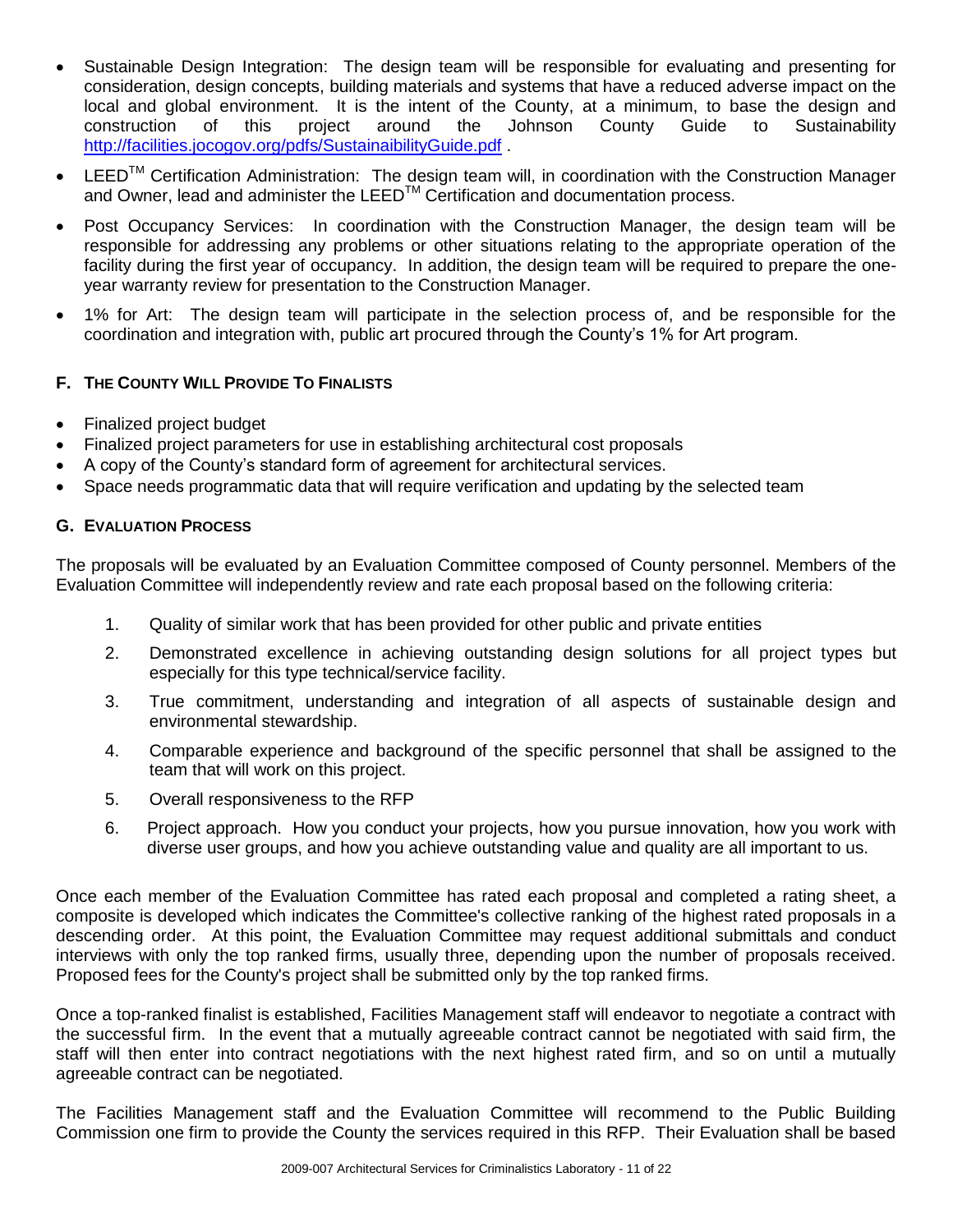- Sustainable Design Integration: The design team will be responsible for evaluating and presenting for consideration, design concepts, building materials and systems that have a reduced adverse impact on the local and global environment. It is the intent of the County, at a minimum, to base the design and construction of this project around the Johnson County Guide to Sustainability http://facilities.jocogov.org/pdfs/SustainaibilityGuide.pdf .
- LEED™ Certification Administration: The design team will, in coordination with the Construction Manager and Owner, lead and administer the LEED™ Certification and documentation process.
- Post Occupancy Services: In coordination with the Construction Manager, the design team will be responsible for addressing any problems or other situations relating to the appropriate operation of the facility during the first year of occupancy. In addition, the design team will be required to prepare the one-year warranty review for presentation to the Construction Manager.
- 1% for Art: The design team will participate in the selection process of, and be responsible for the coordination and integration with, public art procured through the County's 1% for Art program.

## F. The County Will Provide To Finalists

- Finalized project budget
- Finalized project parameters for use in establishing architectural cost proposals
- A copy of the County's standard form of agreement for architectural services.
- Space needs programmatic data that will require verification and updating by the selected team

## G. Evaluation Process

The proposals will be evaluated by an Evaluation Committee composed of County personnel. Members of the Evaluation Committee will independently review and rate each proposal based on the following criteria:

1. Quality of similar work that has been provided for other public and private entities
2. Demonstrated excellence in achieving outstanding design solutions for all project types but especially for this type technical/service facility.
3. True commitment, understanding and integration of all aspects of sustainable design and environmental stewardship.
4. Comparable experience and background of the specific personnel that shall be assigned to the team that will work on this project.
5. Overall responsiveness to the RFP
6. Project approach. How you conduct your projects, how you pursue innovation, how you work with diverse user groups, and how you achieve outstanding value and quality are all important to us.

Once each member of the Evaluation Committee has rated each proposal and completed a rating sheet, a composite is developed which indicates the Committee's collective ranking of the highest rated proposals in a descending order. At this point, the Evaluation Committee may request additional submittals and conduct interviews with only the top ranked firms, usually three, depending upon the number of proposals received. Proposed fees for the County's project shall be submitted only by the top ranked firms.

Once a top-ranked finalist is established, Facilities Management staff will endeavor to negotiate a contract with the successful firm. In the event that a mutually agreeable contract cannot be negotiated with said firm, the staff will then enter into contract negotiations with the next highest rated firm, and so on until a mutually agreeable contract can be negotiated.

The Facilities Management staff and the Evaluation Committee will recommend to the Public Building Commission one firm to provide the County the services required in this RFP. Their Evaluation shall be based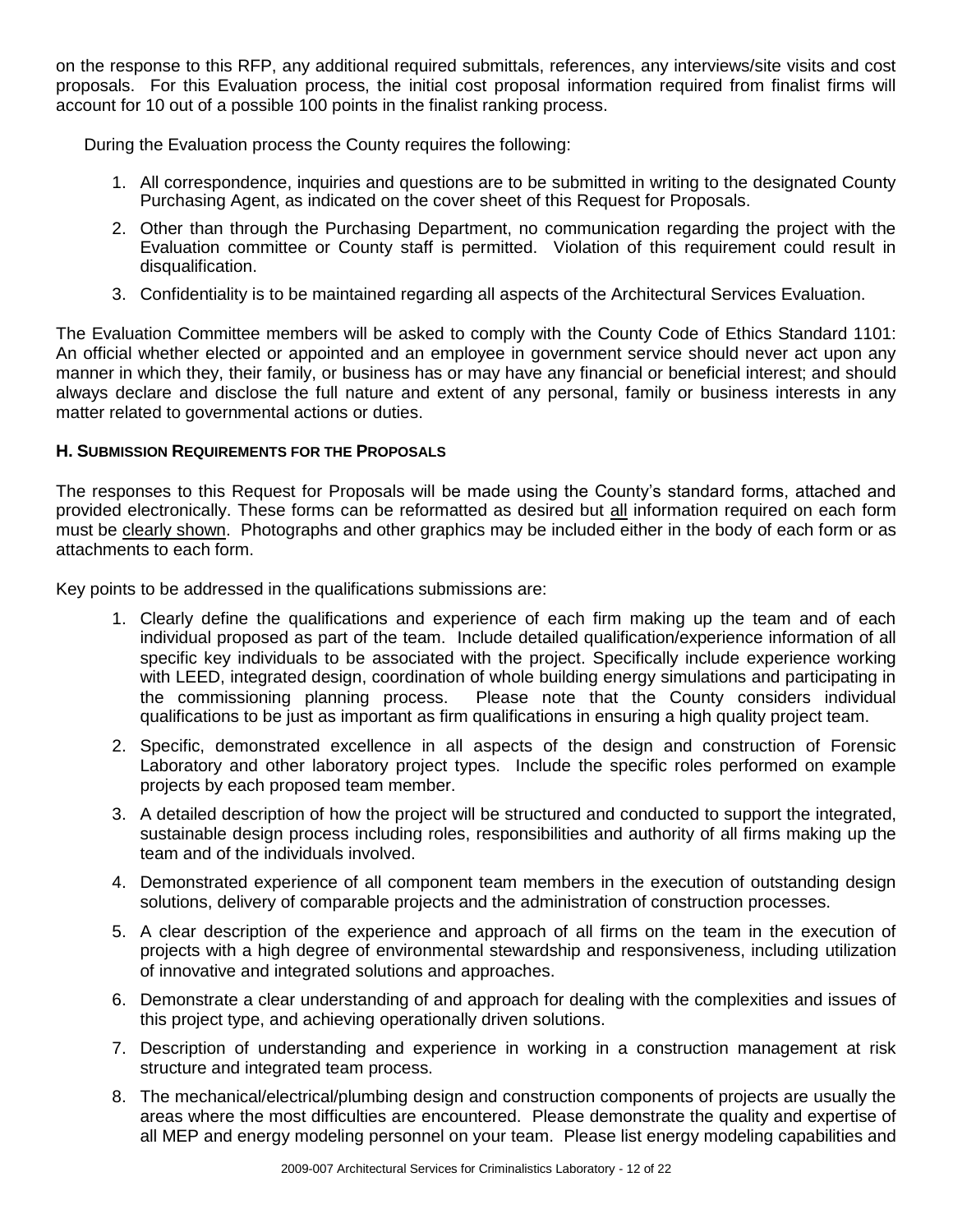on the response to this RFP, any additional required submittals, references, any interviews/site visits and cost proposals. For this Evaluation process, the initial cost proposal information required from finalist firms will account for 10 out of a possible 100 points in the finalist ranking process.

During the Evaluation process the County requires the following:

1. All correspondence, inquiries and questions are to be submitted in writing to the designated County Purchasing Agent, as indicated on the cover sheet of this Request for Proposals.
2. Other than through the Purchasing Department, no communication regarding the project with the Evaluation committee or County staff is permitted. Violation of this requirement could result in disqualification.
3. Confidentiality is to be maintained regarding all aspects of the Architectural Services Evaluation.

The Evaluation Committee members will be asked to comply with the County Code of Ethics Standard 1101: An official whether elected or appointed and an employee in government service should never act upon any manner in which they, their family, or business has or may have any financial or beneficial interest; and should always declare and disclose the full nature and extent of any personal, family or business interests in any matter related to governmental actions or duties.

#### H. Submission Requirements for the Proposals

The responses to this Request for Proposals will be made using the County's standard forms, attached and provided electronically. These forms can be reformatted as desired but <u>all</u> information required on each form must be <u>clearly shown</u>. Photographs and other graphics may be included either in the body of each form or as attachments to each form.

Key points to be addressed in the qualifications submissions are:

1. Clearly define the qualifications and experience of each firm making up the team and of each individual proposed as part of the team. Include detailed qualification/experience information of all specific key individuals to be associated with the project. Specifically include experience working with LEED, integrated design, coordination of whole building energy simulations and participating in the commissioning planning process. Please note that the County considers individual qualifications to be just as important as firm qualifications in ensuring a high quality project team.
2. Specific, demonstrated excellence in all aspects of the design and construction of Forensic Laboratory and other laboratory project types. Include the specific roles performed on example projects by each proposed team member.
3. A detailed description of how the project will be structured and conducted to support the integrated, sustainable design process including roles, responsibilities and authority of all firms making up the team and of the individuals involved.
4. Demonstrated experience of all component team members in the execution of outstanding design solutions, delivery of comparable projects and the administration of construction processes.
5. A clear description of the experience and approach of all firms on the team in the execution of projects with a high degree of environmental stewardship and responsiveness, including utilization of innovative and integrated solutions and approaches.
6. Demonstrate a clear understanding of and approach for dealing with the complexities and issues of this project type, and achieving operationally driven solutions.
7. Description of understanding and experience in working in a construction management at risk structure and integrated team process.
8. The mechanical/electrical/plumbing design and construction components of projects are usually the areas where the most difficulties are encountered. Please demonstrate the quality and expertise of all MEP and energy modeling personnel on your team. Please list energy modeling capabilities and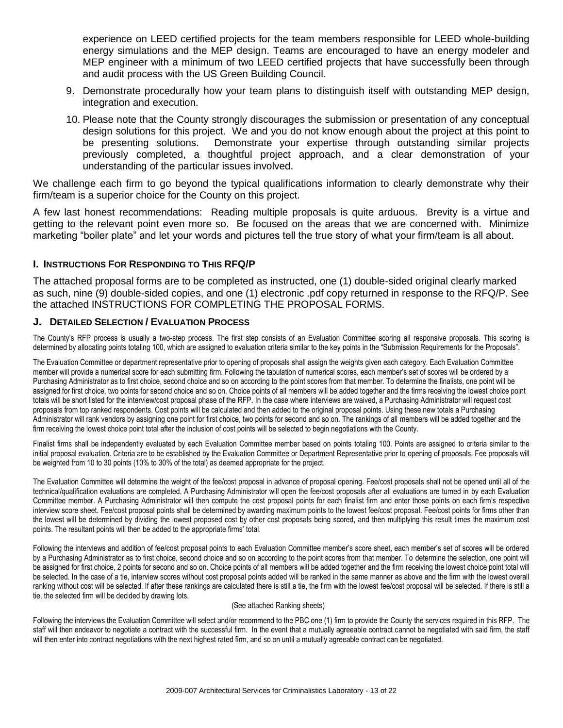experience on LEED certified projects for the team members responsible for LEED whole-building energy simulations and the MEP design. Teams are encouraged to have an energy modeler and MEP engineer with a minimum of two LEED certified projects that have successfully been through and audit process with the US Green Building Council.

9. Demonstrate procedurally how your team plans to distinguish itself with outstanding MEP design, integration and execution.
10. Please note that the County strongly discourages the submission or presentation of any conceptual design solutions for this project. We and you do not know enough about the project at this point to be presenting solutions. Demonstrate your expertise through outstanding similar projects previously completed, a thoughtful project approach, and a clear demonstration of your understanding of the particular issues involved.

We challenge each firm to go beyond the typical qualifications information to clearly demonstrate why their firm/team is a superior choice for the County on this project.

A few last honest recommendations: Reading multiple proposals is quite arduous. Brevity is a virtue and getting to the relevant point even more so. Be focused on the areas that we are concerned with. Minimize marketing "boiler plate" and let your words and pictures tell the true story of what your firm/team is all about.

### I. Instructions For Responding to This RFQ/P

The attached proposal forms are to be completed as instructed, one (1) double-sided original clearly marked as such, nine (9) double-sided copies, and one (1) electronic .pdf copy returned in response to the RFQ/P. See the attached INSTRUCTIONS FOR COMPLETING THE PROPOSAL FORMS.

### J. Detailed Selection / Evaluation Process

The County's RFP process is usually a two-step process. The first step consists of an Evaluation Committee scoring all responsive proposals. This scoring is determined by allocating points totaling 100, which are assigned to evaluation criteria similar to the key points in the "Submission Requirements for the Proposals".

The Evaluation Committee or department representative prior to opening of proposals shall assign the weights given each category. Each Evaluation Committee member will provide a numerical score for each submitting firm. Following the tabulation of numerical scores, each member's set of scores will be ordered by a Purchasing Administrator as to first choice, second choice and so on according to the point scores from that member. To determine the finalists, one point will be assigned for first choice, two points for second choice and so on. Choice points of all members will be added together and the firms receiving the lowest choice point totals will be short listed for the interview/cost proposal phase of the RFP. In the case where interviews are waived, a Purchasing Administrator will request cost proposals from top ranked respondents. Cost points will be calculated and then added to the original proposal points. Using these new totals a Purchasing Administrator will rank vendors by assigning one point for first choice, two points for second and so on. The rankings of all members will be added together and the firm receiving the lowest choice point total after the inclusion of cost points will be selected to begin negotiations with the County.

Finalist firms shall be independently evaluated by each Evaluation Committee member based on points totaling 100. Points are assigned to criteria similar to the initial proposal evaluation. Criteria are to be established by the Evaluation Committee or Department Representative prior to opening of proposals. Fee proposals will be weighted from 10 to 30 points (10% to 30% of the total) as deemed appropriate for the project.

The Evaluation Committee will determine the weight of the fee/cost proposal in advance of proposal opening. Fee/cost proposals shall not be opened until all of the technical/qualification evaluations are completed. A Purchasing Administrator will open the fee/cost proposals after all evaluations are turned in by each Evaluation Committee member. A Purchasing Administrator will then compute the cost proposal points for each finalist firm and enter those points on each firm's respective interview score sheet. Fee/cost proposal points shall be determined by awarding maximum points to the lowest fee/cost proposal. Fee/cost points for firms other than the lowest will be determined by dividing the lowest proposed cost by other cost proposals being scored, and then multiplying this result times the maximum cost points. The resultant points will then be added to the appropriate firms' total.

Following the interviews and addition of fee/cost proposal points to each Evaluation Committee member's score sheet, each member's set of scores will be ordered by a Purchasing Administrator as to first choice, second choice and so on according to the point scores from that member. To determine the selection, one point will be assigned for first choice, 2 points for second and so on. Choice points of all members will be added together and the firm receiving the lowest choice point total will be selected. In the case of a tie, interview scores without cost proposal points added will be ranked in the same manner as above and the firm with the lowest overall ranking without cost will be selected. If after these rankings are calculated there is still a tie, the firm with the lowest fee/cost proposal will be selected. If there is still a tie, the selected firm will be decided by drawing lots.

(See attached Ranking sheets)

Following the interviews the Evaluation Committee will select and/or recommend to the PBC one (1) firm to provide the County the services required in this RFP. The staff will then endeavor to negotiate a contract with the successful firm. In the event that a mutually agreeable contract cannot be negotiated with said firm, the staff will then enter into contract negotiations with the next highest rated firm, and so on until a mutually agreeable contract can be negotiated.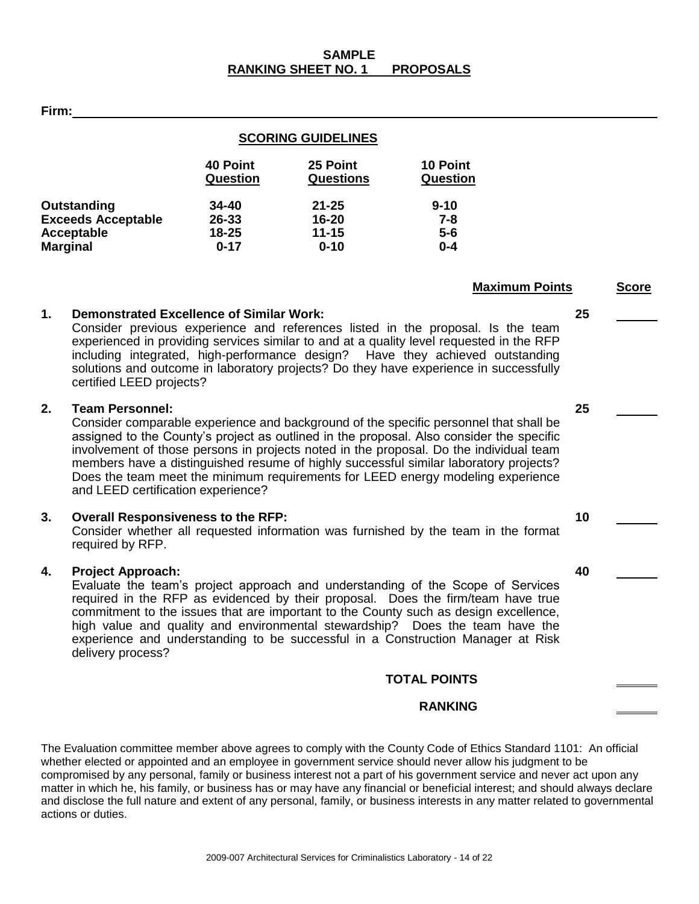# SAMPLE

## RANKING SHEET NO. 1 PROPOSALS

**Firm:** ____________________________________________

### SCORING GUIDELINES

| | 40 Point Question | 25 Point Questions | 10 Point Question |
|---|---|---|---|
| **Outstanding** | 34-40 | 21-25 | 9-10 |
| **Exceeds Acceptable** | 26-33 | 16-20 | 7-8 |
| **Acceptable** | 18-25 | 11-15 | 5-6 |
| **Marginal** | 0-17 | 0-10 | 0-4 |

| | Criteria | Maximum Points | Score |
|---|---|---|---|
| 1. | **Demonstrated Excellence of Similar Work:** Consider previous experience and references listed in the proposal. Is the team experienced in providing services similar to and at a quality level requested in the RFP including integrated, high-performance design? Have they achieved outstanding solutions and outcome in laboratory projects? Do they have experience in successfully certified LEED projects? | 25 | ______ |
| 2. | **Team Personnel:** Consider comparable experience and background of the specific personnel that shall be assigned to the County's project as outlined in the proposal. Also consider the specific involvement of those persons in projects noted in the proposal. Do the individual team members have a distinguished resume of highly successful similar laboratory projects? Does the team meet the minimum requirements for LEED energy modeling experience and LEED certification experience? | 25 | ______ |
| 3. | **Overall Responsiveness to the RFP:** Consider whether all requested information was furnished by the team in the format required by RFP. | 10 | ______ |
| 4. | **Project Approach:** Evaluate the team's project approach and understanding of the Scope of Services required in the RFP as evidenced by their proposal. Does the firm/team have true commitment to the issues that are important to the County such as design excellence, high value and quality and environmental stewardship? Does the team have the experience and understanding to be successful in a Construction Manager at Risk delivery process? | 40 | ______ |
| | **TOTAL POINTS** | | ______ |
| | **RANKING** | | ______ |

The Evaluation committee member above agrees to comply with the County Code of Ethics Standard 1101: An official whether elected or appointed and an employee in government service should never allow his judgment to be compromised by any personal, family or business interest not a part of his government service and never act upon any matter in which he, his family, or business has or may have any financial or beneficial interest; and should always declare and disclose the full nature and extent of any personal, family, or business interests in any matter related to governmental actions or duties.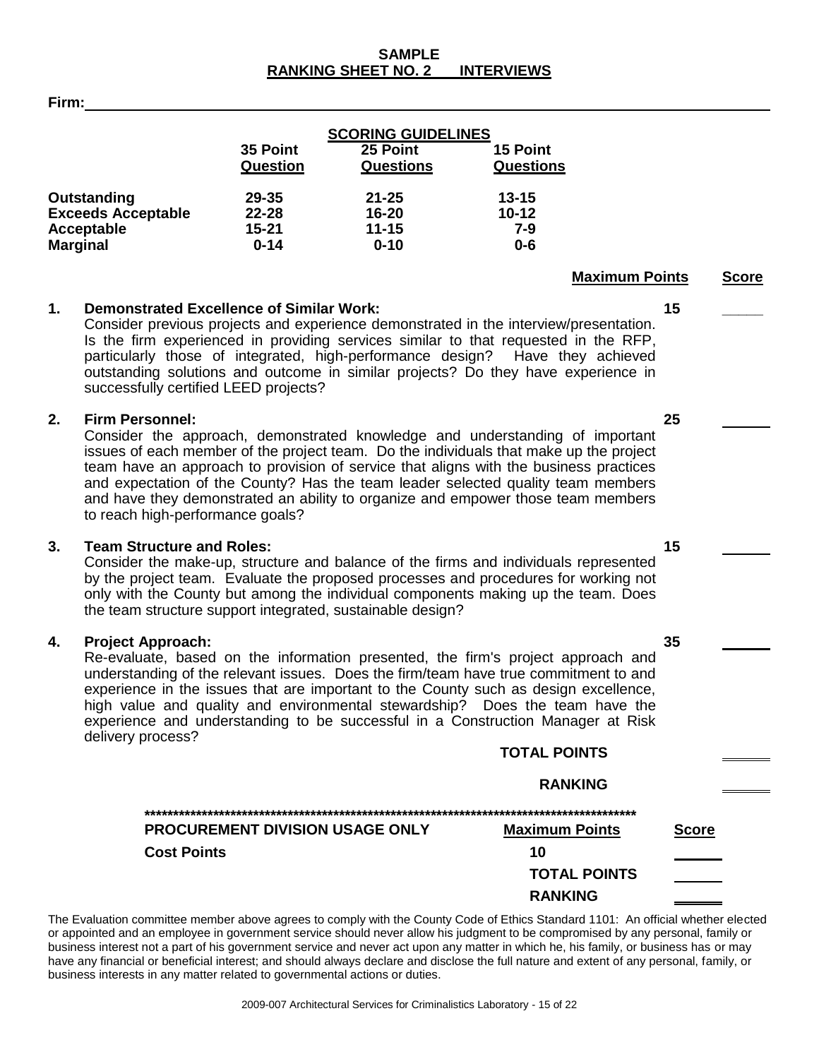# SAMPLE
## RANKING SHEET NO. 2 INTERVIEWS

**Firm:** ____________________

**SCORING GUIDELINES**

| | 35 Point Question | 25 Point Questions | 15 Point Questions |
|---|---|---|---|
| **Outstanding** | 29-35 | 21-25 | 13-15 |
| **Exceeds Acceptable** | 22-28 | 16-20 | 10-12 |
| **Acceptable** | 15-21 | 11-15 | 7-9 |
| **Marginal** | 0-14 | 0-10 | 0-6 |

| | Maximum Points | Score |
|---|---|---|
| **1. Demonstrated Excellence of Similar Work:** Consider previous projects and experience demonstrated in the interview/presentation. Is the firm experienced in providing services similar to that requested in the RFP, particularly those of integrated, high-performance design? Have they achieved outstanding solutions and outcome in similar projects? Do they have experience in successfully certified LEED projects? | 15 | _____ |
| **2. Firm Personnel:** Consider the approach, demonstrated knowledge and understanding of important issues of each member of the project team. Do the individuals that make up the project team have an approach to provision of service that aligns with the business practices and expectation of the County? Has the team leader selected quality team members and have they demonstrated an ability to organize and empower those team members to reach high-performance goals? | 25 | _____ |
| **3. Team Structure and Roles:** Consider the make-up, structure and balance of the firms and individuals represented by the project team. Evaluate the proposed processes and procedures for working not only with the County but among the individual components making up the team. Does the team structure support integrated, sustainable design? | 15 | _____ |
| **4. Project Approach:** Re-evaluate, based on the information presented, the firm's project approach and understanding of the relevant issues. Does the firm/team have true commitment to and experience in the issues that are important to the County such as design excellence, high value and quality and environmental stewardship? Does the team have the experience and understanding to be successful in a Construction Manager at Risk delivery process? | 35 | _____ |
| **TOTAL POINTS** | | _____ |
| **RANKING** | | _____ |

*******************************************************************************************

| **PROCUREMENT DIVISION USAGE ONLY** | **Maximum Points** | **Score** |
|---|---|---|
| **Cost Points** | 10 | _____ |
| | **TOTAL POINTS** | _____ |
| | **RANKING** | _____ |

The Evaluation committee member above agrees to comply with the County Code of Ethics Standard 1101: An official whether elected or appointed and an employee in government service should never allow his judgment to be compromised by any personal, family or business interest not a part of his government service and never act upon any matter in which he, his family, or business has or may have any financial or beneficial interest; and should always declare and disclose the full nature and extent of any personal, family, or business interests in any matter related to governmental actions or duties.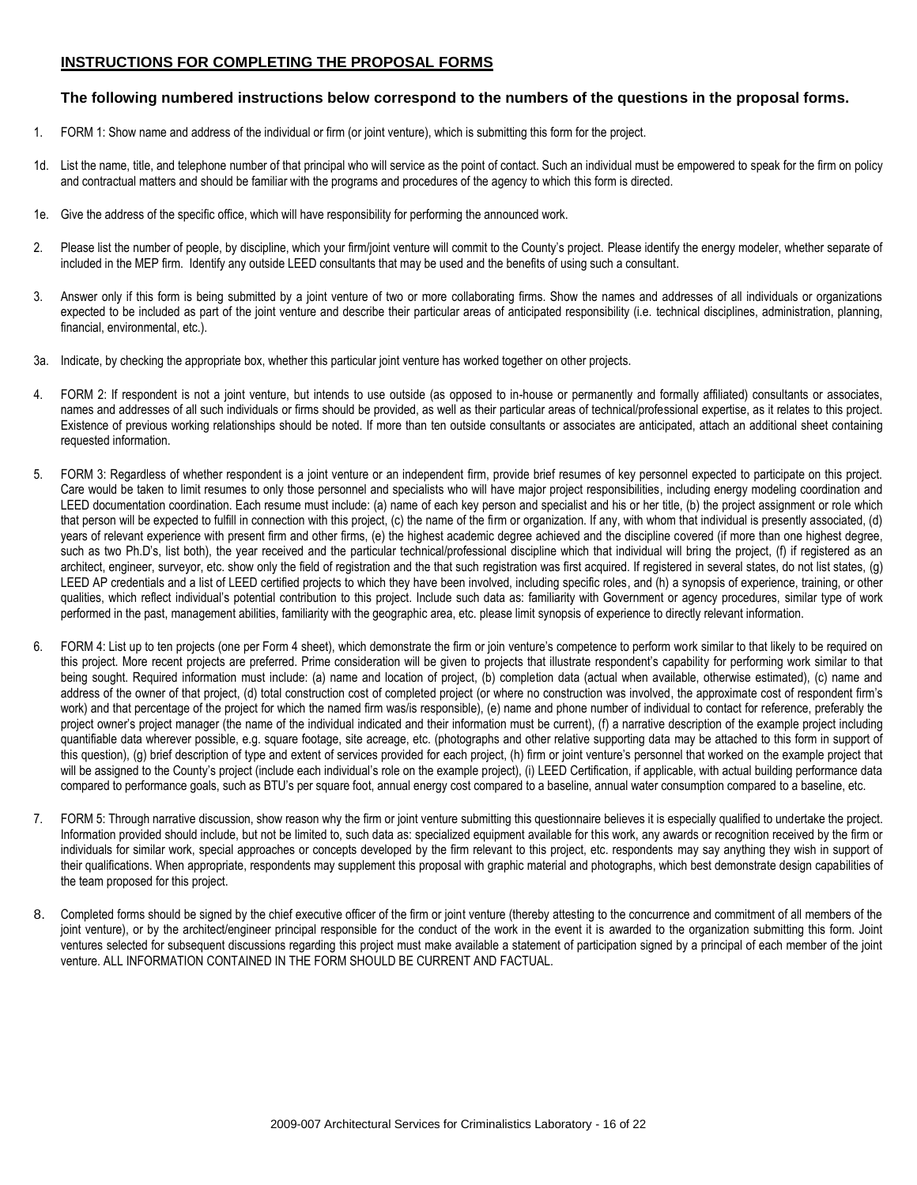## INSTRUCTIONS FOR COMPLETING THE PROPOSAL FORMS

### The following numbered instructions below correspond to the numbers of the questions in the proposal forms.

1. FORM 1: Show name and address of the individual or firm (or joint venture), which is submitting this form for the project.

1d. List the name, title, and telephone number of that principal who will service as the point of contact. Such an individual must be empowered to speak for the firm on policy and contractual matters and should be familiar with the programs and procedures of the agency to which this form is directed.

1e. Give the address of the specific office, which will have responsibility for performing the announced work.

2. Please list the number of people, by discipline, which your firm/joint venture will commit to the County's project. Please identify the energy modeler, whether separate of included in the MEP firm. Identify any outside LEED consultants that may be used and the benefits of using such a consultant.

3. Answer only if this form is being submitted by a joint venture of two or more collaborating firms. Show the names and addresses of all individuals or organizations expected to be included as part of the joint venture and describe their particular areas of anticipated responsibility (i.e. technical disciplines, administration, planning, financial, environmental, etc.).

3a. Indicate, by checking the appropriate box, whether this particular joint venture has worked together on other projects.

4. FORM 2: If respondent is not a joint venture, but intends to use outside (as opposed to in-house or permanently and formally affiliated) consultants or associates, names and addresses of all such individuals or firms should be provided, as well as their particular areas of technical/professional expertise, as it relates to this project. Existence of previous working relationships should be noted. If more than ten outside consultants or associates are anticipated, attach an additional sheet containing requested information.

5. FORM 3: Regardless of whether respondent is a joint venture or an independent firm, provide brief resumes of key personnel expected to participate on this project. Care would be taken to limit resumes to only those personnel and specialists who will have major project responsibilities, including energy modeling coordination and LEED documentation coordination. Each resume must include: (a) name of each key person and specialist and his or her title, (b) the project assignment or role which that person will be expected to fulfill in connection with this project, (c) the name of the firm or organization. If any, with whom that individual is presently associated, (d) years of relevant experience with present firm and other firms, (e) the highest academic degree achieved and the discipline covered (if more than one highest degree, such as two Ph.D's, list both), the year received and the particular technical/professional discipline which that individual will bring the project, (f) if registered as an architect, engineer, surveyor, etc. show only the field of registration and the that such registration was first acquired. If registered in several states, do not list states, (g) LEED AP credentials and a list of LEED certified projects to which they have been involved, including specific roles, and (h) a synopsis of experience, training, or other qualities, which reflect individual's potential contribution to this project. Include such data as: familiarity with Government or agency procedures, similar type of work performed in the past, management abilities, familiarity with the geographic area, etc. please limit synopsis of experience to directly relevant information.

6. FORM 4: List up to ten projects (one per Form 4 sheet), which demonstrate the firm or join venture's competence to perform work similar to that likely to be required on this project. More recent projects are preferred. Prime consideration will be given to projects that illustrate respondent's capability for performing work similar to that being sought. Required information must include: (a) name and location of project, (b) completion data (actual when available, otherwise estimated), (c) name and address of the owner of that project, (d) total construction cost of completed project (or where no construction was involved, the approximate cost of respondent firm's work) and that percentage of the project for which the named firm was/is responsible), (e) name and phone number of individual to contact for reference, preferably the project owner's project manager (the name of the individual indicated and their information must be current), (f) a narrative description of the example project including quantifiable data wherever possible, e.g. square footage, site acreage, etc. (photographs and other relative supporting data may be attached to this form in support of this question), (g) brief description of type and extent of services provided for each project, (h) firm or joint venture's personnel that worked on the example project that will be assigned to the County's project (include each individual's role on the example project), (i) LEED Certification, if applicable, with actual building performance data compared to performance goals, such as BTU's per square foot, annual energy cost compared to a baseline, annual water consumption compared to a baseline, etc.

7. FORM 5: Through narrative discussion, show reason why the firm or joint venture submitting this questionnaire believes it is especially qualified to undertake the project. Information provided should include, but not be limited to, such data as: specialized equipment available for this work, any awards or recognition received by the firm or individuals for similar work, special approaches or concepts developed by the firm relevant to this project, etc. respondents may say anything they wish in support of their qualifications. When appropriate, respondents may supplement this proposal with graphic material and photographs, which best demonstrate design capabilities of the team proposed for this project.

8. Completed forms should be signed by the chief executive officer of the firm or joint venture (thereby attesting to the concurrence and commitment of all members of the joint venture), or by the architect/engineer principal responsible for the conduct of the work in the event it is awarded to the organization submitting this form. Joint ventures selected for subsequent discussions regarding this project must make available a statement of participation signed by a principal of each member of the joint venture. ALL INFORMATION CONTAINED IN THE FORM SHOULD BE CURRENT AND FACTUAL.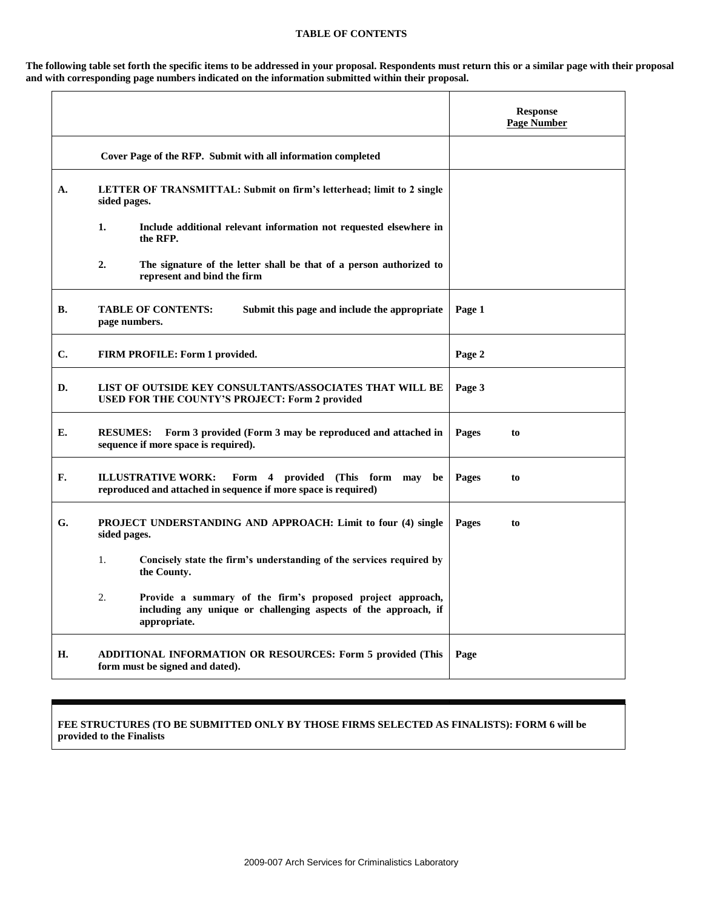# TABLE OF CONTENTS

**The following table set forth the specific items to be addressed in your proposal. Respondents must return this or a similar page with their proposal and with corresponding page numbers indicated on the information submitted within their proposal.**

| | | Response Page Number |
|---|---|---|
| | **Cover Page of the RFP. Submit with all information completed** | |
| **A.** | **LETTER OF TRANSMITTAL: Submit on firm's letterhead; limit to 2 single sided pages.**<br>**1. Include additional relevant information not requested elsewhere in the RFP.**<br>**2. The signature of the letter shall be that of a person authorized to represent and bind the firm** | |
| **B.** | **TABLE OF CONTENTS: Submit this page and include the appropriate page numbers.** | **Page 1** |
| **C.** | **FIRM PROFILE: Form 1 provided.** | **Page 2** |
| **D.** | **LIST OF OUTSIDE KEY CONSULTANTS/ASSOCIATES THAT WILL BE USED FOR THE COUNTY'S PROJECT: Form 2 provided** | **Page 3** |
| **E.** | **RESUMES: Form 3 provided (Form 3 may be reproduced and attached in sequence if more space is required).** | **Pages to** |
| **F.** | **ILLUSTRATIVE WORK: Form 4 provided (This form may be reproduced and attached in sequence if more space is required)** | **Pages to** |
| **G.** | **PROJECT UNDERSTANDING AND APPROACH: Limit to four (4) single sided pages.**<br>1. **Concisely state the firm's understanding of the services required by the County.**<br>2. **Provide a summary of the firm's proposed project approach, including any unique or challenging aspects of the approach, if appropriate.** | **Pages to** |
| **H.** | **ADDITIONAL INFORMATION OR RESOURCES: Form 5 provided (This form must be signed and dated).** | **Page** |

**FEE STRUCTURES (TO BE SUBMITTED ONLY BY THOSE FIRMS SELECTED AS FINALISTS): FORM 6 will be provided to the Finalists**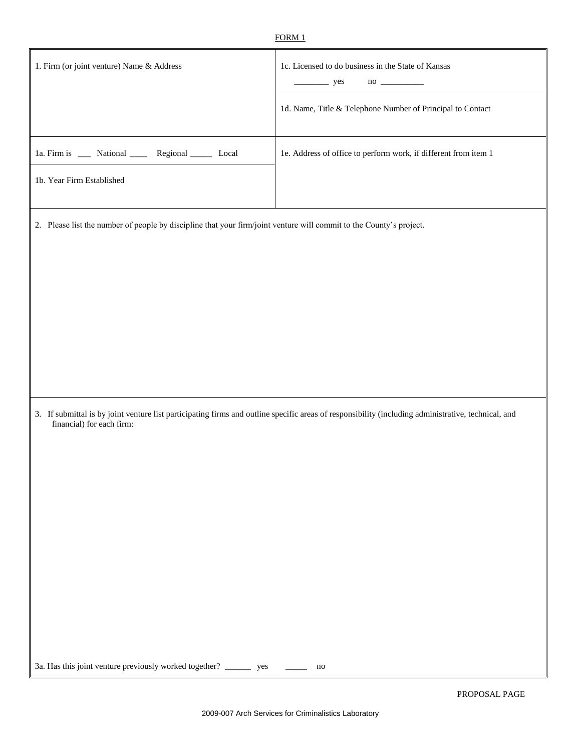FORM 1

| 1. Firm (or joint venture) Name & Address | 1c. Licensed to do business in the State of Kansas<br>________ yes no __________ |
|---|---|
| | 1d. Name, Title & Telephone Number of Principal to Contact |
| 1a. Firm is ___ National ____ Regional _____ Local | 1e. Address of office to perform work, if different from item 1 |
| 1b. Year Firm Established | |

2. Please list the number of people by discipline that your firm/joint venture will commit to the County's project.

3. If submittal is by joint venture list participating firms and outline specific areas of responsibility (including administrative, technical, and financial) for each firm:

3a. Has this joint venture previously worked together? ______ yes _____ no

PROPOSAL PAGE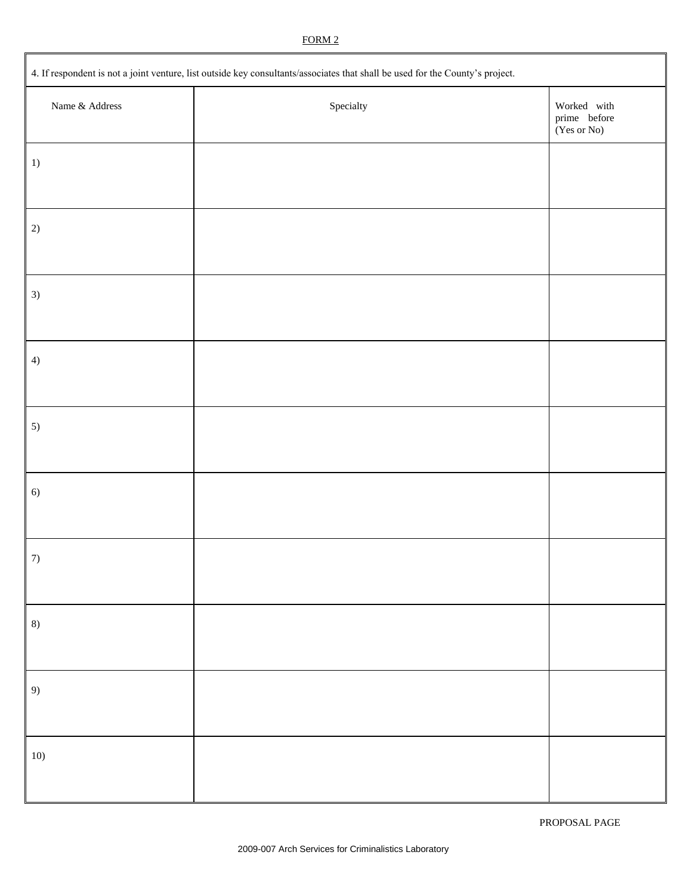FORM 2

| 4. If respondent is not a joint venture, list outside key consultants/associates that shall be used for the County's project. | | |
|---|---|---|
| Name & Address | Specialty | Worked with prime before (Yes or No) |
| 1) | | |
| 2) | | |
| 3) | | |
| 4) | | |
| 5) | | |
| 6) | | |
| 7) | | |
| 8) | | |
| 9) | | |
| 10) | | |

PROPOSAL PAGE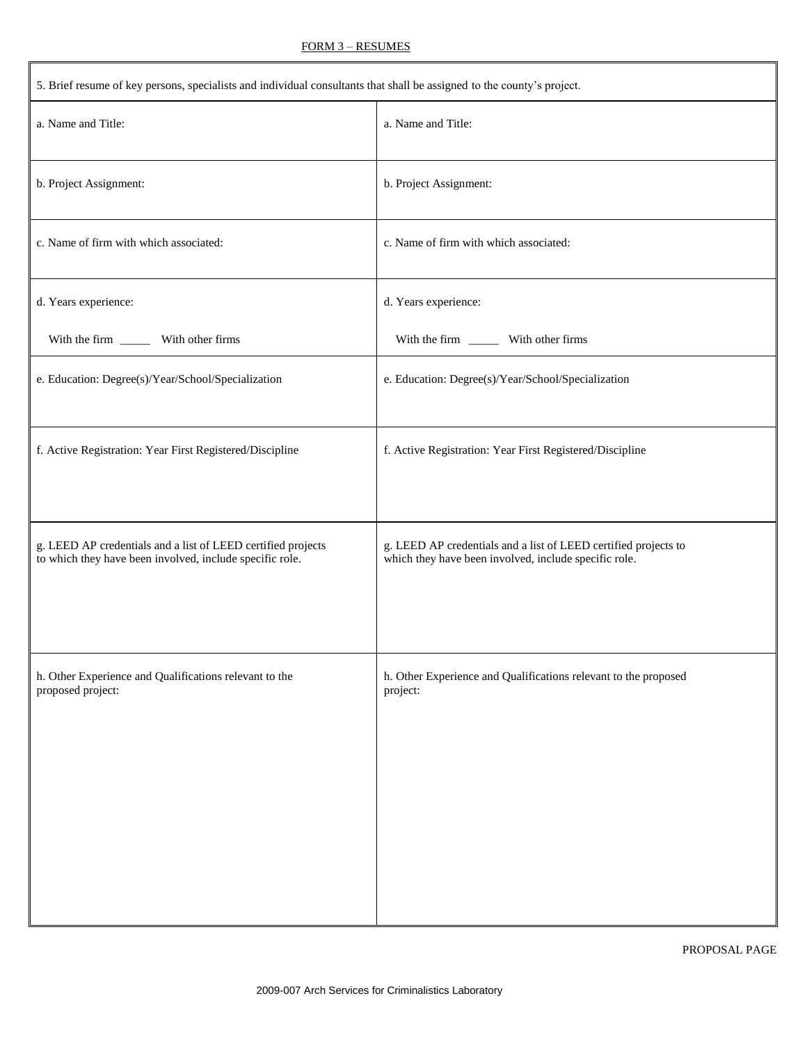FORM 3 – RESUMES

| 5. Brief resume of key persons, specialists and individual consultants that shall be assigned to the county's project. | |
|---|---|
| a. Name and Title: | a. Name and Title: |
| b. Project Assignment: | b. Project Assignment: |
| c. Name of firm with which associated: | c. Name of firm with which associated: |
| d. Years experience:<br><br>With the firm _____ With other firms | d. Years experience:<br><br>With the firm _____ With other firms |
| e. Education: Degree(s)/Year/School/Specialization | e. Education: Degree(s)/Year/School/Specialization |
| f. Active Registration: Year First Registered/Discipline | f. Active Registration: Year First Registered/Discipline |
| g. LEED AP credentials and a list of LEED certified projects to which they have been involved, include specific role. | g. LEED AP credentials and a list of LEED certified projects to which they have been involved, include specific role. |
| h. Other Experience and Qualifications relevant to the proposed project: | h. Other Experience and Qualifications relevant to the proposed project: |

PROPOSAL PAGE

2009-007 Arch Services for Criminalistics Laboratory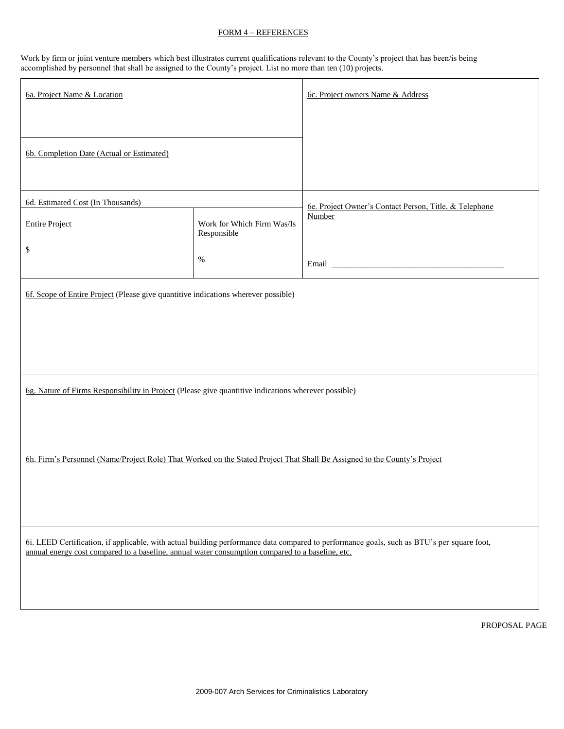## FORM 4 – REFERENCES

Work by firm or joint venture members which best illustrates current qualifications relevant to the County's project that has been/is being accomplished by personnel that shall be assigned to the County's project. List no more than ten (10) projects.

| 6a. Project Name & Location | | 6c. Project owners Name & Address |
|---|---|---|
| 6b. Completion Date (Actual or Estimated) | | |
| 6d. Estimated Cost (In Thousands) | | 6e. Project Owner's Contact Person, Title, & Telephone Number |
| Entire Project<br><br>$ | Work for Which Firm Was/Is Responsible<br><br>% | Email ________________________________________ |
| 6f. Scope of Entire Project (Please give quantitive indications wherever possible) | | |
| 6g. Nature of Firms Responsibility in Project (Please give quantitive indications wherever possible) | | |
| 6h. Firm's Personnel (Name/Project Role) That Worked on the Stated Project That Shall Be Assigned to the County's Project | | |
| 6i. LEED Certification, if applicable, with actual building performance data compared to performance goals, such as BTU's per square foot, annual energy cost compared to a baseline, annual water consumption compared to a baseline, etc. | | |

PROPOSAL PAGE

2009-007 Arch Services for Criminalistics Laboratory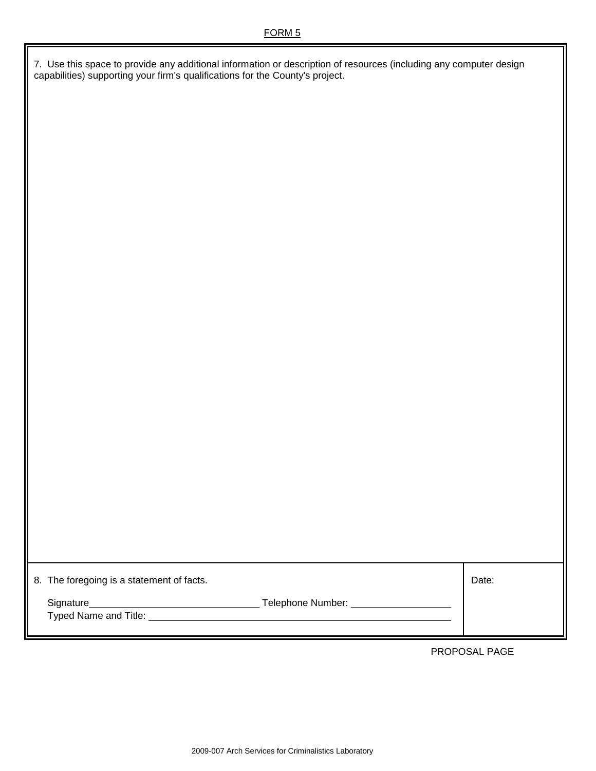FORM 5

7. Use this space to provide any additional information or description of resources (including any computer design capabilities) supporting your firm's qualifications for the County's project.

| | |
|---|---|
| 8. The foregoing is a statement of facts.<br><br>Signature\_\_\_\_\_\_\_\_\_\_\_\_\_\_\_\_\_\_\_\_\_\_\_\_\_\_\_\_\_\_ Telephone Number: \_\_\_\_\_\_\_\_\_\_\_\_\_\_\_\_\_\_<br>Typed Name and Title: \_\_\_\_\_\_\_\_\_\_\_\_\_\_\_\_\_\_\_\_\_\_\_\_\_\_\_\_\_\_\_\_\_\_\_\_\_\_\_\_\_\_\_\_\_\_\_\_\_\_ | Date: |

PROPOSAL PAGE

2009-007 Arch Services for Criminalistics Laboratory